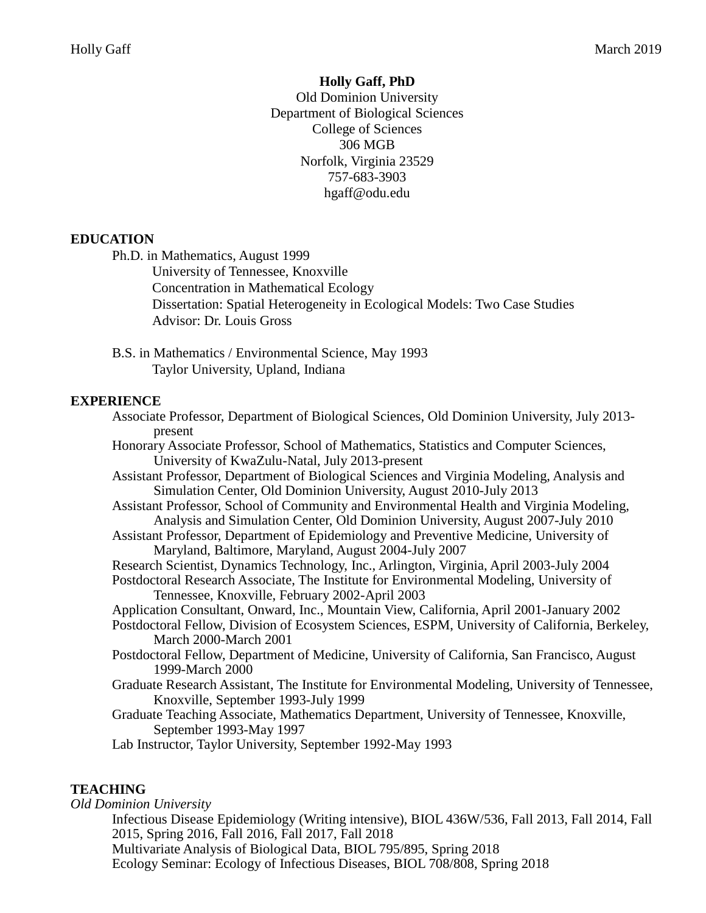**Holly Gaff, PhD**
Old Dominion University
Department of Biological Sciences
College of Sciences
306 MGB
Norfolk, Virginia 23529
757-683-3903
hgaff@odu.edu

## EDUCATION

Ph.D. in Mathematics, August 1999
University of Tennessee, Knoxville
Concentration in Mathematical Ecology
Dissertation: Spatial Heterogeneity in Ecological Models: Two Case Studies
Advisor: Dr. Louis Gross

B.S. in Mathematics / Environmental Science, May 1993
Taylor University, Upland, Indiana

## EXPERIENCE

Associate Professor, Department of Biological Sciences, Old Dominion University, July 2013-present
Honorary Associate Professor, School of Mathematics, Statistics and Computer Sciences, University of KwaZulu-Natal, July 2013-present
Assistant Professor, Department of Biological Sciences and Virginia Modeling, Analysis and Simulation Center, Old Dominion University, August 2010-July 2013
Assistant Professor, School of Community and Environmental Health and Virginia Modeling, Analysis and Simulation Center, Old Dominion University, August 2007-July 2010
Assistant Professor, Department of Epidemiology and Preventive Medicine, University of Maryland, Baltimore, Maryland, August 2004-July 2007
Research Scientist, Dynamics Technology, Inc., Arlington, Virginia, April 2003-July 2004
Postdoctoral Research Associate, The Institute for Environmental Modeling, University of Tennessee, Knoxville, February 2002-April 2003
Application Consultant, Onward, Inc., Mountain View, California, April 2001-January 2002
Postdoctoral Fellow, Division of Ecosystem Sciences, ESPM, University of California, Berkeley, March 2000-March 2001
Postdoctoral Fellow, Department of Medicine, University of California, San Francisco, August 1999-March 2000
Graduate Research Assistant, The Institute for Environmental Modeling, University of Tennessee, Knoxville, September 1993-July 1999
Graduate Teaching Associate, Mathematics Department, University of Tennessee, Knoxville, September 1993-May 1997
Lab Instructor, Taylor University, September 1992-May 1993

## TEACHING

*Old Dominion University*

Infectious Disease Epidemiology (Writing intensive), BIOL 436W/536, Fall 2013, Fall 2014, Fall 2015, Spring 2016, Fall 2016, Fall 2017, Fall 2018
Multivariate Analysis of Biological Data, BIOL 795/895, Spring 2018
Ecology Seminar: Ecology of Infectious Diseases, BIOL 708/808, Spring 2018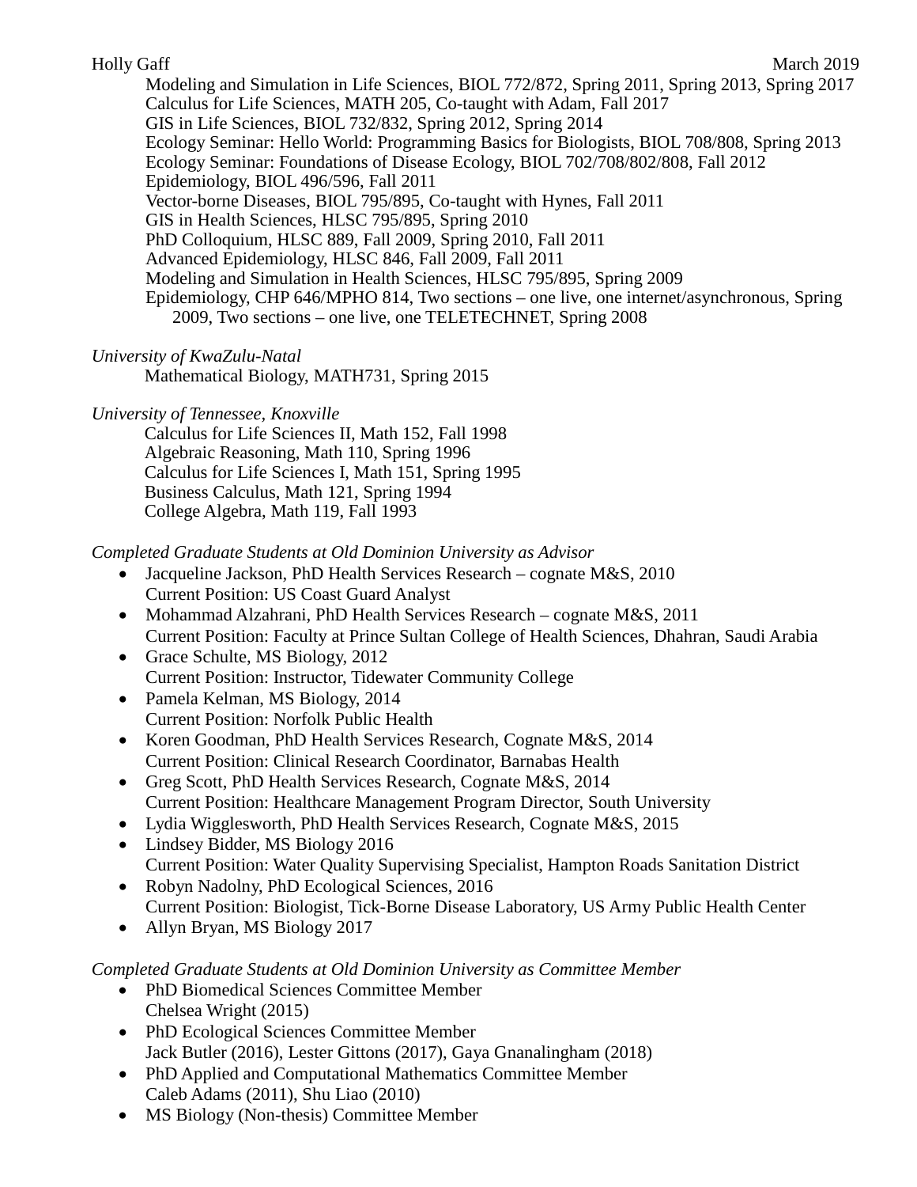Modeling and Simulation in Life Sciences, BIOL 772/872, Spring 2011, Spring 2013, Spring 2017
Calculus for Life Sciences, MATH 205, Co-taught with Adam, Fall 2017
GIS in Life Sciences, BIOL 732/832, Spring 2012, Spring 2014
Ecology Seminar: Hello World: Programming Basics for Biologists, BIOL 708/808, Spring 2013
Ecology Seminar: Foundations of Disease Ecology, BIOL 702/708/802/808, Fall 2012
Epidemiology, BIOL 496/596, Fall 2011
Vector-borne Diseases, BIOL 795/895, Co-taught with Hynes, Fall 2011
GIS in Health Sciences, HLSC 795/895, Spring 2010
PhD Colloquium, HLSC 889, Fall 2009, Spring 2010, Fall 2011
Advanced Epidemiology, HLSC 846, Fall 2009, Fall 2011
Modeling and Simulation in Health Sciences, HLSC 795/895, Spring 2009
Epidemiology, CHP 646/MPHO 814, Two sections – one live, one internet/asynchronous, Spring 2009, Two sections – one live, one TELETECHNET, Spring 2008

*University of KwaZulu-Natal*

Mathematical Biology, MATH731, Spring 2015

*University of Tennessee, Knoxville*

Calculus for Life Sciences II, Math 152, Fall 1998
Algebraic Reasoning, Math 110, Spring 1996
Calculus for Life Sciences I, Math 151, Spring 1995
Business Calculus, Math 121, Spring 1994
College Algebra, Math 119, Fall 1993

*Completed Graduate Students at Old Dominion University as Advisor*

- Jacqueline Jackson, PhD Health Services Research – cognate M&S, 2010
  Current Position: US Coast Guard Analyst
- Mohammad Alzahrani, PhD Health Services Research – cognate M&S, 2011
  Current Position: Faculty at Prince Sultan College of Health Sciences, Dhahran, Saudi Arabia
- Grace Schulte, MS Biology, 2012
  Current Position: Instructor, Tidewater Community College
- Pamela Kelman, MS Biology, 2014
  Current Position: Norfolk Public Health
- Koren Goodman, PhD Health Services Research, Cognate M&S, 2014
  Current Position: Clinical Research Coordinator, Barnabas Health
- Greg Scott, PhD Health Services Research, Cognate M&S, 2014
  Current Position: Healthcare Management Program Director, South University
- Lydia Wigglesworth, PhD Health Services Research, Cognate M&S, 2015
- Lindsey Bidder, MS Biology 2016
  Current Position: Water Quality Supervising Specialist, Hampton Roads Sanitation District
- Robyn Nadolny, PhD Ecological Sciences, 2016
  Current Position: Biologist, Tick-Borne Disease Laboratory, US Army Public Health Center
- Allyn Bryan, MS Biology 2017

*Completed Graduate Students at Old Dominion University as Committee Member*

- PhD Biomedical Sciences Committee Member
  Chelsea Wright (2015)
- PhD Ecological Sciences Committee Member
  Jack Butler (2016), Lester Gittons (2017), Gaya Gnanalingham (2018)
- PhD Applied and Computational Mathematics Committee Member
  Caleb Adams (2011), Shu Liao (2010)
- MS Biology (Non-thesis) Committee Member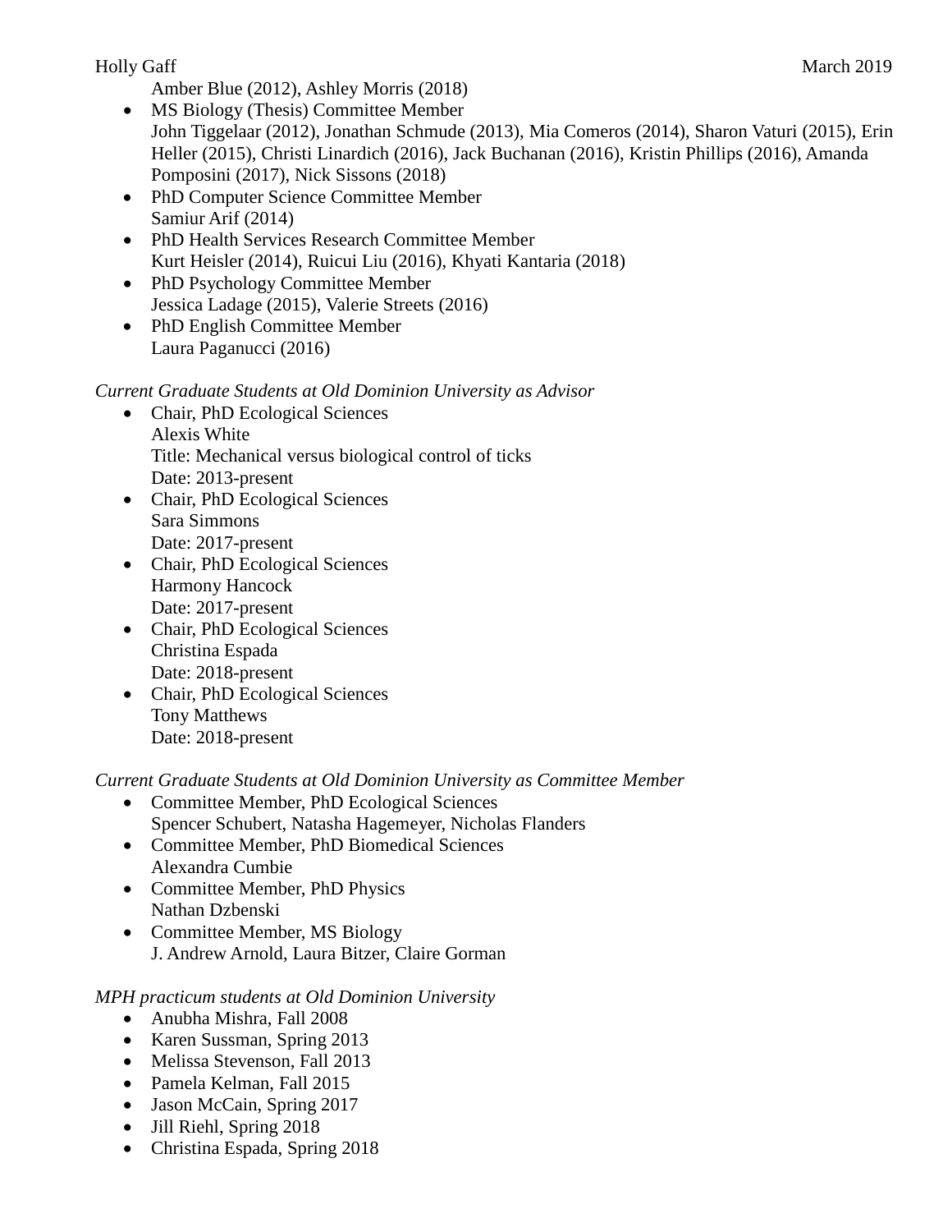Amber Blue (2012), Ashley Morris (2018)

- MS Biology (Thesis) Committee Member
  John Tiggelaar (2012), Jonathan Schmude (2013), Mia Comeros (2014), Sharon Vaturi (2015), Erin Heller (2015), Christi Linardich (2016), Jack Buchanan (2016), Kristin Phillips (2016), Amanda Pomposini (2017), Nick Sissons (2018)
- PhD Computer Science Committee Member
  Samiur Arif (2014)
- PhD Health Services Research Committee Member
  Kurt Heisler (2014), Ruicui Liu (2016), Khyati Kantaria (2018)
- PhD Psychology Committee Member
  Jessica Ladage (2015), Valerie Streets (2016)
- PhD English Committee Member
  Laura Paganucci (2016)

*Current Graduate Students at Old Dominion University as Advisor*

- Chair, PhD Ecological Sciences
  Alexis White
  Title: Mechanical versus biological control of ticks
  Date: 2013-present
- Chair, PhD Ecological Sciences
  Sara Simmons
  Date: 2017-present
- Chair, PhD Ecological Sciences
  Harmony Hancock
  Date: 2017-present
- Chair, PhD Ecological Sciences
  Christina Espada
  Date: 2018-present
- Chair, PhD Ecological Sciences
  Tony Matthews
  Date: 2018-present

*Current Graduate Students at Old Dominion University as Committee Member*

- Committee Member, PhD Ecological Sciences
  Spencer Schubert, Natasha Hagemeyer, Nicholas Flanders
- Committee Member, PhD Biomedical Sciences
  Alexandra Cumbie
- Committee Member, PhD Physics
  Nathan Dzbenski
- Committee Member, MS Biology
  J. Andrew Arnold, Laura Bitzer, Claire Gorman

*MPH practicum students at Old Dominion University*

- Anubha Mishra, Fall 2008
- Karen Sussman, Spring 2013
- Melissa Stevenson, Fall 2013
- Pamela Kelman, Fall 2015
- Jason McCain, Spring 2017
- Jill Riehl, Spring 2018
- Christina Espada, Spring 2018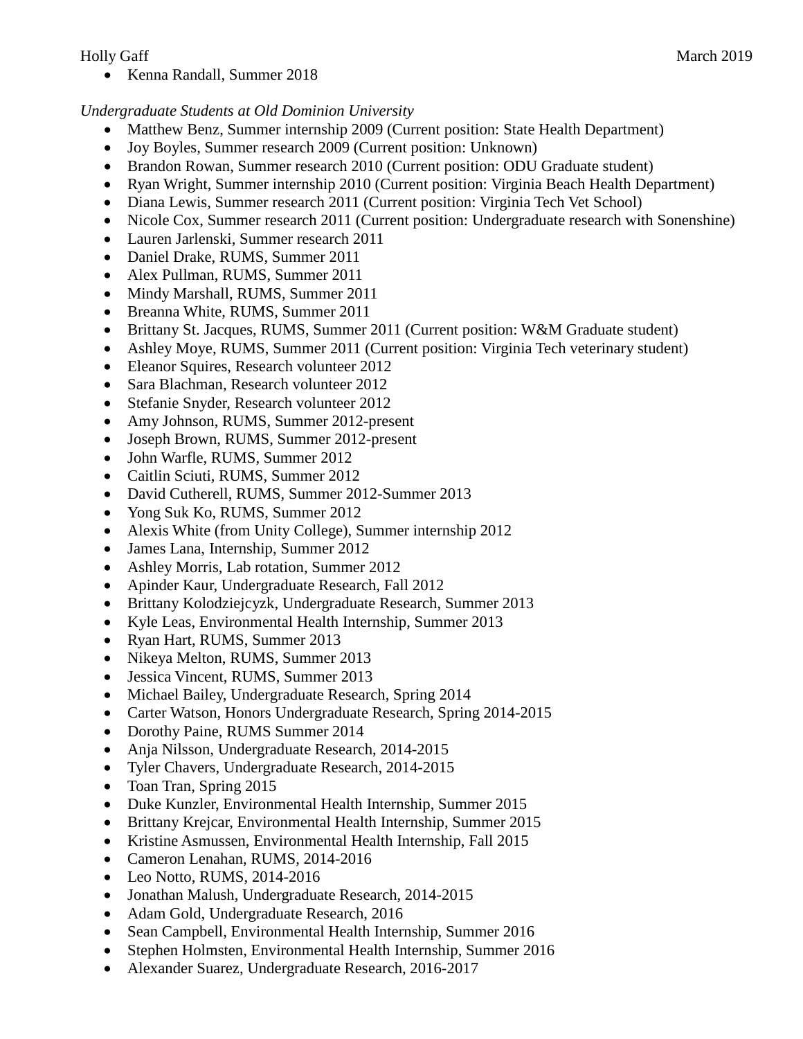- Kenna Randall, Summer 2018

*Undergraduate Students at Old Dominion University*

- Matthew Benz, Summer internship 2009 (Current position: State Health Department)
- Joy Boyles, Summer research 2009 (Current position: Unknown)
- Brandon Rowan, Summer research 2010 (Current position: ODU Graduate student)
- Ryan Wright, Summer internship 2010 (Current position: Virginia Beach Health Department)
- Diana Lewis, Summer research 2011 (Current position: Virginia Tech Vet School)
- Nicole Cox, Summer research 2011 (Current position: Undergraduate research with Sonenshine)
- Lauren Jarlenski, Summer research 2011
- Daniel Drake, RUMS, Summer 2011
- Alex Pullman, RUMS, Summer 2011
- Mindy Marshall, RUMS, Summer 2011
- Breanna White, RUMS, Summer 2011
- Brittany St. Jacques, RUMS, Summer 2011 (Current position: W&M Graduate student)
- Ashley Moye, RUMS, Summer 2011 (Current position: Virginia Tech veterinary student)
- Eleanor Squires, Research volunteer 2012
- Sara Blachman, Research volunteer 2012
- Stefanie Snyder, Research volunteer 2012
- Amy Johnson, RUMS, Summer 2012-present
- Joseph Brown, RUMS, Summer 2012-present
- John Warfle, RUMS, Summer 2012
- Caitlin Sciuti, RUMS, Summer 2012
- David Cutherell, RUMS, Summer 2012-Summer 2013
- Yong Suk Ko, RUMS, Summer 2012
- Alexis White (from Unity College), Summer internship 2012
- James Lana, Internship, Summer 2012
- Ashley Morris, Lab rotation, Summer 2012
- Apinder Kaur, Undergraduate Research, Fall 2012
- Brittany Kolodziejcyzk, Undergraduate Research, Summer 2013
- Kyle Leas, Environmental Health Internship, Summer 2013
- Ryan Hart, RUMS, Summer 2013
- Nikeya Melton, RUMS, Summer 2013
- Jessica Vincent, RUMS, Summer 2013
- Michael Bailey, Undergraduate Research, Spring 2014
- Carter Watson, Honors Undergraduate Research, Spring 2014-2015
- Dorothy Paine, RUMS Summer 2014
- Anja Nilsson, Undergraduate Research, 2014-2015
- Tyler Chavers, Undergraduate Research, 2014-2015
- Toan Tran, Spring 2015
- Duke Kunzler, Environmental Health Internship, Summer 2015
- Brittany Krejcar, Environmental Health Internship, Summer 2015
- Kristine Asmussen, Environmental Health Internship, Fall 2015
- Cameron Lenahan, RUMS, 2014-2016
- Leo Notto, RUMS, 2014-2016
- Jonathan Malush, Undergraduate Research, 2014-2015
- Adam Gold, Undergraduate Research, 2016
- Sean Campbell, Environmental Health Internship, Summer 2016
- Stephen Holmsten, Environmental Health Internship, Summer 2016
- Alexander Suarez, Undergraduate Research, 2016-2017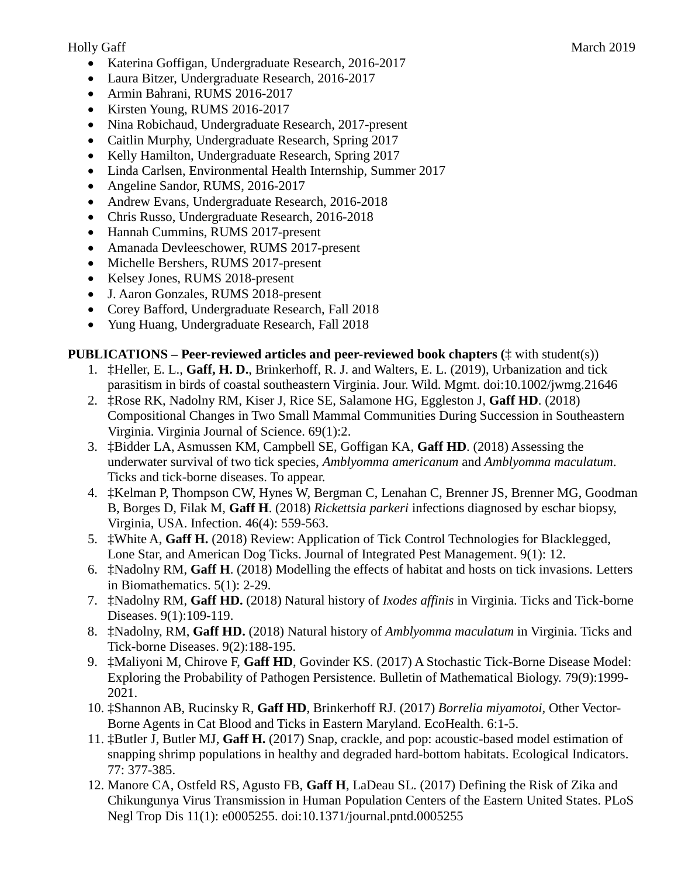- Katerina Goffigan, Undergraduate Research, 2016-2017
- Laura Bitzer, Undergraduate Research, 2016-2017
- Armin Bahrani, RUMS 2016-2017
- Kirsten Young, RUMS 2016-2017
- Nina Robichaud, Undergraduate Research, 2017-present
- Caitlin Murphy, Undergraduate Research, Spring 2017
- Kelly Hamilton, Undergraduate Research, Spring 2017
- Linda Carlsen, Environmental Health Internship, Summer 2017
- Angeline Sandor, RUMS, 2016-2017
- Andrew Evans, Undergraduate Research, 2016-2018
- Chris Russo, Undergraduate Research, 2016-2018
- Hannah Cummins, RUMS 2017-present
- Amanada Devleeschower, RUMS 2017-present
- Michelle Bershers, RUMS 2017-present
- Kelsey Jones, RUMS 2018-present
- J. Aaron Gonzales, RUMS 2018-present
- Corey Bafford, Undergraduate Research, Fall 2018
- Yung Huang, Undergraduate Research, Fall 2018

**PUBLICATIONS – Peer-reviewed articles and peer-reviewed book chapters (**‡ with student(s))

1. ‡Heller, E. L., **Gaff, H. D.**, Brinkerhoff, R. J. and Walters, E. L. (2019), Urbanization and tick parasitism in birds of coastal southeastern Virginia. Jour. Wild. Mgmt. doi:10.1002/jwmg.21646
2. ‡Rose RK, Nadolny RM, Kiser J, Rice SE, Salamone HG, Eggleston J, **Gaff HD**. (2018) Compositional Changes in Two Small Mammal Communities During Succession in Southeastern Virginia. Virginia Journal of Science. 69(1):2.
3. ‡Bidder LA, Asmussen KM, Campbell SE, Goffigan KA, **Gaff HD**. (2018) Assessing the underwater survival of two tick species, *Amblyomma americanum* and *Amblyomma maculatum*. Ticks and tick-borne diseases. To appear.
4. ‡Kelman P, Thompson CW, Hynes W, Bergman C, Lenahan C, Brenner JS, Brenner MG, Goodman B, Borges D, Filak M, **Gaff H**. (2018) *Rickettsia parkeri* infections diagnosed by eschar biopsy, Virginia, USA. Infection. 46(4): 559-563.
5. ‡White A, **Gaff H.** (2018) Review: Application of Tick Control Technologies for Blacklegged, Lone Star, and American Dog Ticks. Journal of Integrated Pest Management. 9(1): 12.
6. ‡Nadolny RM, **Gaff H**. (2018) Modelling the effects of habitat and hosts on tick invasions. Letters in Biomathematics. 5(1): 2-29.
7. ‡Nadolny RM, **Gaff HD.** (2018) Natural history of *Ixodes affinis* in Virginia. Ticks and Tick-borne Diseases. 9(1):109-119.
8. ‡Nadolny, RM, **Gaff HD.** (2018) Natural history of *Amblyomma maculatum* in Virginia. Ticks and Tick-borne Diseases. 9(2):188-195.
9. ‡Maliyoni M, Chirove F, **Gaff HD**, Govinder KS. (2017) A Stochastic Tick-Borne Disease Model: Exploring the Probability of Pathogen Persistence. Bulletin of Mathematical Biology. 79(9):1999-2021.
10. ‡Shannon AB, Rucinsky R, **Gaff HD**, Brinkerhoff RJ. (2017) *Borrelia miyamotoi*, Other Vector-Borne Agents in Cat Blood and Ticks in Eastern Maryland. EcoHealth. 6:1-5.
11. ‡Butler J, Butler MJ, **Gaff H.** (2017) Snap, crackle, and pop: acoustic-based model estimation of snapping shrimp populations in healthy and degraded hard-bottom habitats. Ecological Indicators. 77: 377-385.
12. Manore CA, Ostfeld RS, Agusto FB, **Gaff H**, LaDeau SL. (2017) Defining the Risk of Zika and Chikungunya Virus Transmission in Human Population Centers of the Eastern United States. PLoS Negl Trop Dis 11(1): e0005255. doi:10.1371/journal.pntd.0005255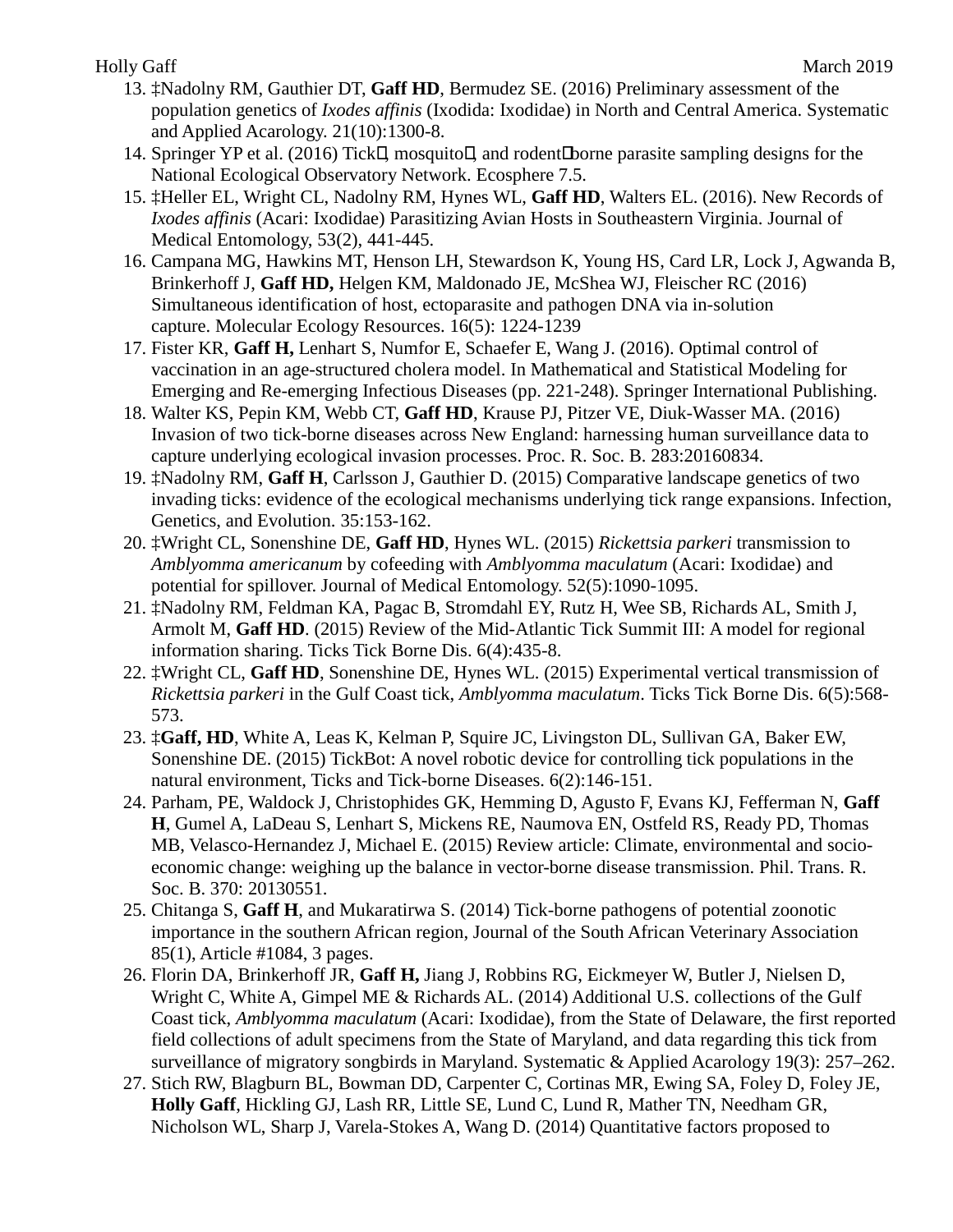13. ‡Nadolny RM, Gauthier DT, **Gaff HD**, Bermudez SE. (2016) Preliminary assessment of the population genetics of *Ixodes affinis* (Ixodida: Ixodidae) in North and Central America. Systematic and Applied Acarology. 21(10):1300-8.
14. Springer YP et al. (2016) Tick�, mosquito�, and rodent�borne parasite sampling designs for the National Ecological Observatory Network. Ecosphere 7.5.
15. ‡Heller EL, Wright CL, Nadolny RM, Hynes WL, **Gaff HD**, Walters EL. (2016). New Records of *Ixodes affinis* (Acari: Ixodidae) Parasitizing Avian Hosts in Southeastern Virginia. Journal of Medical Entomology, 53(2), 441-445.
16. Campana MG, Hawkins MT, Henson LH, Stewardson K, Young HS, Card LR, Lock J, Agwanda B, Brinkerhoff J, **Gaff HD,** Helgen KM, Maldonado JE, McShea WJ, Fleischer RC (2016) Simultaneous identification of host, ectoparasite and pathogen DNA via in-solution capture. Molecular Ecology Resources. 16(5): 1224-1239
17. Fister KR, **Gaff H,** Lenhart S, Numfor E, Schaefer E, Wang J. (2016). Optimal control of vaccination in an age-structured cholera model. In Mathematical and Statistical Modeling for Emerging and Re-emerging Infectious Diseases (pp. 221-248). Springer International Publishing.
18. Walter KS, Pepin KM, Webb CT, **Gaff HD**, Krause PJ, Pitzer VE, Diuk-Wasser MA. (2016) Invasion of two tick-borne diseases across New England: harnessing human surveillance data to capture underlying ecological invasion processes. Proc. R. Soc. B. 283:20160834.
19. ‡Nadolny RM, **Gaff H**, Carlsson J, Gauthier D. (2015) Comparative landscape genetics of two invading ticks: evidence of the ecological mechanisms underlying tick range expansions. Infection, Genetics, and Evolution. 35:153-162.
20. ‡Wright CL, Sonenshine DE, **Gaff HD**, Hynes WL. (2015) *Rickettsia parkeri* transmission to *Amblyomma americanum* by cofeeding with *Amblyomma maculatum* (Acari: Ixodidae) and potential for spillover. Journal of Medical Entomology. 52(5):1090-1095.
21. ‡Nadolny RM, Feldman KA, Pagac B, Stromdahl EY, Rutz H, Wee SB, Richards AL, Smith J, Armolt M, **Gaff HD**. (2015) Review of the Mid-Atlantic Tick Summit III: A model for regional information sharing. Ticks Tick Borne Dis. 6(4):435-8.
22. ‡Wright CL, **Gaff HD**, Sonenshine DE, Hynes WL. (2015) Experimental vertical transmission of *Rickettsia parkeri* in the Gulf Coast tick, *Amblyomma maculatum*. Ticks Tick Borne Dis. 6(5):568-573.
23. ‡**Gaff, HD**, White A, Leas K, Kelman P, Squire JC, Livingston DL, Sullivan GA, Baker EW, Sonenshine DE. (2015) TickBot: A novel robotic device for controlling tick populations in the natural environment, Ticks and Tick-borne Diseases. 6(2):146-151.
24. Parham, PE, Waldock J, Christophides GK, Hemming D, Agusto F, Evans KJ, Fefferman N, **Gaff H**, Gumel A, LaDeau S, Lenhart S, Mickens RE, Naumova EN, Ostfeld RS, Ready PD, Thomas MB, Velasco-Hernandez J, Michael E. (2015) Review article: Climate, environmental and socio-economic change: weighing up the balance in vector-borne disease transmission. Phil. Trans. R. Soc. B. 370: 20130551.
25. Chitanga S, **Gaff H**, and Mukaratirwa S. (2014) Tick-borne pathogens of potential zoonotic importance in the southern African region, Journal of the South African Veterinary Association 85(1), Article #1084, 3 pages.
26. Florin DA, Brinkerhoff JR, **Gaff H,** Jiang J, Robbins RG, Eickmeyer W, Butler J, Nielsen D, Wright C, White A, Gimpel ME & Richards AL. (2014) Additional U.S. collections of the Gulf Coast tick, *Amblyomma maculatum* (Acari: Ixodidae), from the State of Delaware, the first reported field collections of adult specimens from the State of Maryland, and data regarding this tick from surveillance of migratory songbirds in Maryland. Systematic & Applied Acarology 19(3): 257–262.
27. Stich RW, Blagburn BL, Bowman DD, Carpenter C, Cortinas MR, Ewing SA, Foley D, Foley JE, **Holly Gaff**, Hickling GJ, Lash RR, Little SE, Lund C, Lund R, Mather TN, Needham GR, Nicholson WL, Sharp J, Varela-Stokes A, Wang D. (2014) Quantitative factors proposed to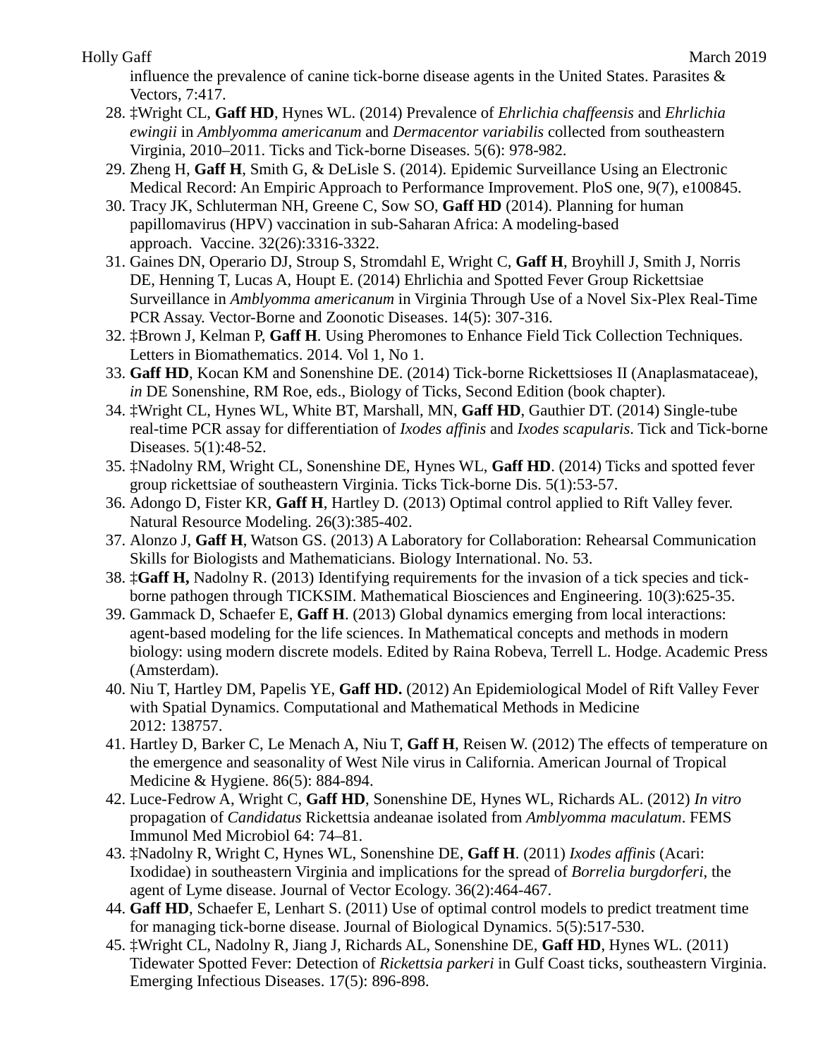influence the prevalence of canine tick-borne disease agents in the United States. Parasites & Vectors, 7:417.

28. ‡Wright CL, **Gaff HD**, Hynes WL. (2014) Prevalence of *Ehrlichia chaffeensis* and *Ehrlichia ewingii* in *Amblyomma americanum* and *Dermacentor variabilis* collected from southeastern Virginia, 2010–2011. Ticks and Tick-borne Diseases. 5(6): 978-982.
29. Zheng H, **Gaff H**, Smith G, & DeLisle S. (2014). Epidemic Surveillance Using an Electronic Medical Record: An Empiric Approach to Performance Improvement. PloS one, 9(7), e100845.
30. Tracy JK, Schluterman NH, Greene C, Sow SO, **Gaff HD** (2014). Planning for human papillomavirus (HPV) vaccination in sub-Saharan Africa: A modeling-based approach. Vaccine. 32(26):3316-3322.
31. Gaines DN, Operario DJ, Stroup S, Stromdahl E, Wright C, **Gaff H**, Broyhill J, Smith J, Norris DE, Henning T, Lucas A, Houpt E. (2014) Ehrlichia and Spotted Fever Group Rickettsiae Surveillance in *Amblyomma americanum* in Virginia Through Use of a Novel Six-Plex Real-Time PCR Assay. Vector-Borne and Zoonotic Diseases. 14(5): 307-316.
32. ‡Brown J, Kelman P, **Gaff H**. Using Pheromones to Enhance Field Tick Collection Techniques. Letters in Biomathematics. 2014. Vol 1, No 1.
33. **Gaff HD**, Kocan KM and Sonenshine DE. (2014) Tick-borne Rickettsioses II (Anaplasmataceae), *in* DE Sonenshine, RM Roe, eds., Biology of Ticks, Second Edition (book chapter).
34. ‡Wright CL, Hynes WL, White BT, Marshall, MN, **Gaff HD**, Gauthier DT. (2014) Single-tube real-time PCR assay for differentiation of *Ixodes affinis* and *Ixodes scapularis*. Tick and Tick-borne Diseases. 5(1):48-52.
35. ‡Nadolny RM, Wright CL, Sonenshine DE, Hynes WL, **Gaff HD**. (2014) Ticks and spotted fever group rickettsiae of southeastern Virginia. Ticks Tick-borne Dis. 5(1):53-57.
36. Adongo D, Fister KR, **Gaff H**, Hartley D. (2013) Optimal control applied to Rift Valley fever. Natural Resource Modeling. 26(3):385-402.
37. Alonzo J, **Gaff H**, Watson GS. (2013) A Laboratory for Collaboration: Rehearsal Communication Skills for Biologists and Mathematicians. Biology International. No. 53.
38. ‡**Gaff H,** Nadolny R. (2013) Identifying requirements for the invasion of a tick species and tick-borne pathogen through TICKSIM. Mathematical Biosciences and Engineering. 10(3):625-35.
39. Gammack D, Schaefer E, **Gaff H**. (2013) Global dynamics emerging from local interactions: agent-based modeling for the life sciences. In Mathematical concepts and methods in modern biology: using modern discrete models. Edited by Raina Robeva, Terrell L. Hodge. Academic Press (Amsterdam).
40. Niu T, Hartley DM, Papelis YE, **Gaff HD.** (2012) An Epidemiological Model of Rift Valley Fever with Spatial Dynamics. Computational and Mathematical Methods in Medicine 2012: 138757.
41. Hartley D, Barker C, Le Menach A, Niu T, **Gaff H**, Reisen W. (2012) The effects of temperature on the emergence and seasonality of West Nile virus in California. American Journal of Tropical Medicine & Hygiene. 86(5): 884-894.
42. Luce-Fedrow A, Wright C, **Gaff HD**, Sonenshine DE, Hynes WL, Richards AL. (2012) *In vitro* propagation of *Candidatus* Rickettsia andeanae isolated from *Amblyomma maculatum*. FEMS Immunol Med Microbiol 64: 74–81.
43. ‡Nadolny R, Wright C, Hynes WL, Sonenshine DE, **Gaff H**. (2011) *Ixodes affinis* (Acari: Ixodidae) in southeastern Virginia and implications for the spread of *Borrelia burgdorferi*, the agent of Lyme disease. Journal of Vector Ecology. 36(2):464-467.
44. **Gaff HD**, Schaefer E, Lenhart S. (2011) Use of optimal control models to predict treatment time for managing tick-borne disease. Journal of Biological Dynamics. 5(5):517-530.
45. ‡Wright CL, Nadolny R, Jiang J, Richards AL, Sonenshine DE, **Gaff HD**, Hynes WL. (2011) Tidewater Spotted Fever: Detection of *Rickettsia parkeri* in Gulf Coast ticks, southeastern Virginia. Emerging Infectious Diseases. 17(5): 896-898.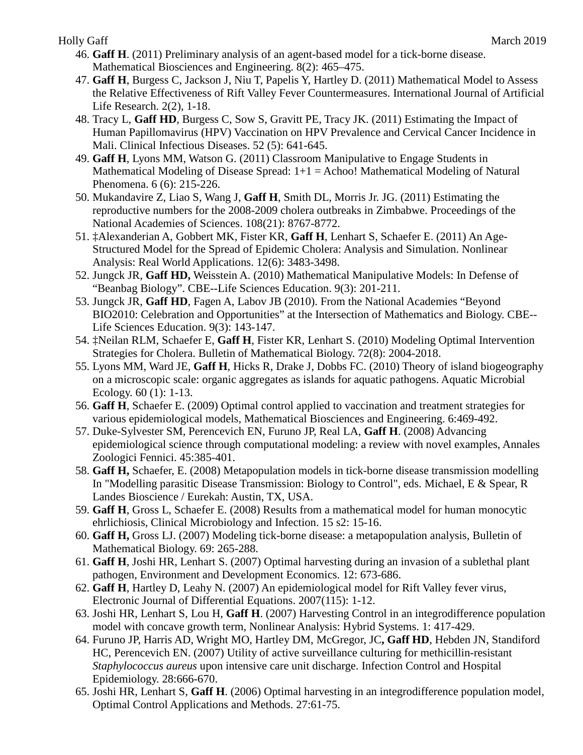46. **Gaff H**. (2011) Preliminary analysis of an agent-based model for a tick-borne disease. Mathematical Biosciences and Engineering. 8(2): 465–475.
47. **Gaff H**, Burgess C, Jackson J, Niu T, Papelis Y, Hartley D. (2011) Mathematical Model to Assess the Relative Effectiveness of Rift Valley Fever Countermeasures. International Journal of Artificial Life Research. 2(2), 1-18.
48. Tracy L, **Gaff HD**, Burgess C, Sow S, Gravitt PE, Tracy JK. (2011) Estimating the Impact of Human Papillomavirus (HPV) Vaccination on HPV Prevalence and Cervical Cancer Incidence in Mali. Clinical Infectious Diseases. 52 (5): 641-645.
49. **Gaff H**, Lyons MM, Watson G. (2011) Classroom Manipulative to Engage Students in Mathematical Modeling of Disease Spread: 1+1 = Achoo! Mathematical Modeling of Natural Phenomena. 6 (6): 215-226.
50. Mukandavire Z, Liao S, Wang J, **Gaff H**, Smith DL, Morris Jr. JG. (2011) Estimating the reproductive numbers for the 2008-2009 cholera outbreaks in Zimbabwe. Proceedings of the National Academies of Sciences. 108(21): 8767-8772.
51. ‡Alexanderian A, Gobbert MK, Fister KR, **Gaff H**, Lenhart S, Schaefer E. (2011) An Age-Structured Model for the Spread of Epidemic Cholera: Analysis and Simulation. Nonlinear Analysis: Real World Applications. 12(6): 3483-3498.
52. Jungck JR, **Gaff HD,** Weisstein A. (2010) Mathematical Manipulative Models: In Defense of "Beanbag Biology". CBE--Life Sciences Education. 9(3): 201-211.
53. Jungck JR, **Gaff HD**, Fagen A, Labov JB (2010). From the National Academies "Beyond BIO2010: Celebration and Opportunities" at the Intersection of Mathematics and Biology. CBE--Life Sciences Education. 9(3): 143-147.
54. ‡Neilan RLM, Schaefer E, **Gaff H**, Fister KR, Lenhart S. (2010) Modeling Optimal Intervention Strategies for Cholera. Bulletin of Mathematical Biology. 72(8): 2004-2018.
55. Lyons MM, Ward JE, **Gaff H**, Hicks R, Drake J, Dobbs FC. (2010) Theory of island biogeography on a microscopic scale: organic aggregates as islands for aquatic pathogens. Aquatic Microbial Ecology. 60 (1): 1-13.
56. **Gaff H**, Schaefer E. (2009) Optimal control applied to vaccination and treatment strategies for various epidemiological models, Mathematical Biosciences and Engineering. 6:469-492.
57. Duke-Sylvester SM, Perencevich EN, Furuno JP, Real LA, **Gaff H**. (2008) Advancing epidemiological science through computational modeling: a review with novel examples, Annales Zoologici Fennici. 45:385-401.
58. **Gaff H,** Schaefer, E. (2008) Metapopulation models in tick-borne disease transmission modelling In "Modelling parasitic Disease Transmission: Biology to Control", eds. Michael, E & Spear, R Landes Bioscience / Eurekah: Austin, TX, USA.
59. **Gaff H**, Gross L, Schaefer E. (2008) Results from a mathematical model for human monocytic ehrlichiosis, Clinical Microbiology and Infection. 15 s2: 15-16.
60. **Gaff H,** Gross LJ. (2007) Modeling tick-borne disease: a metapopulation analysis, Bulletin of Mathematical Biology. 69: 265-288.
61. **Gaff H**, Joshi HR, Lenhart S. (2007) Optimal harvesting during an invasion of a sublethal plant pathogen, Environment and Development Economics. 12: 673-686.
62. **Gaff H**, Hartley D, Leahy N. (2007) An epidemiological model for Rift Valley fever virus, Electronic Journal of Differential Equations. 2007(115): 1-12.
63. Joshi HR, Lenhart S, Lou H, **Gaff H**. (2007) Harvesting Control in an integrodifference population model with concave growth term, Nonlinear Analysis: Hybrid Systems. 1: 417-429.
64. Furuno JP, Harris AD, Wright MO, Hartley DM, McGregor, JC**, Gaff HD**, Hebden JN, Standiford HC, Perencevich EN. (2007) Utility of active surveillance culturing for methicillin-resistant *Staphylococcus aureus* upon intensive care unit discharge. Infection Control and Hospital Epidemiology. 28:666-670.
65. Joshi HR, Lenhart S, **Gaff H**. (2006) Optimal harvesting in an integrodifference population model, Optimal Control Applications and Methods. 27:61-75.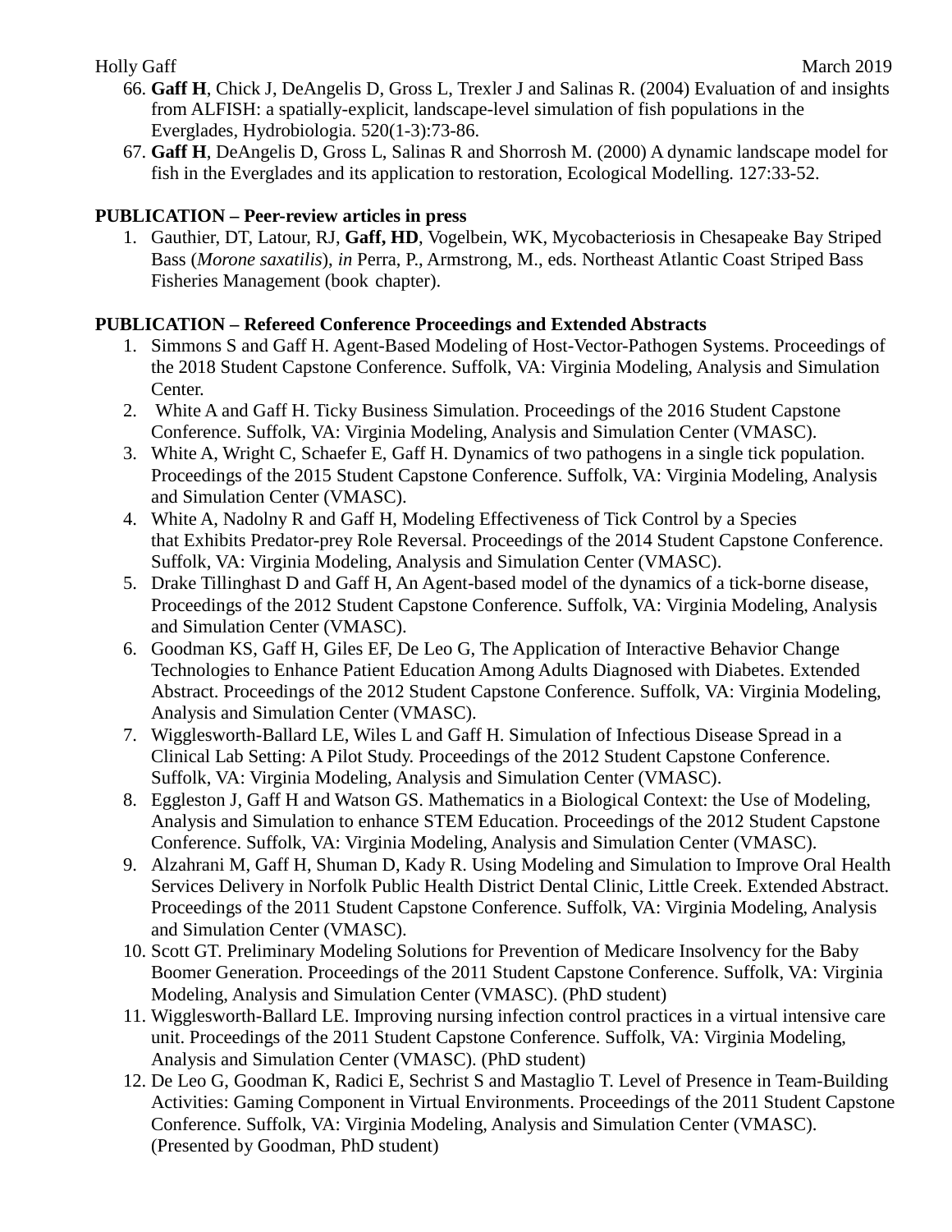66. **Gaff H**, Chick J, DeAngelis D, Gross L, Trexler J and Salinas R. (2004) Evaluation of and insights from ALFISH: a spatially-explicit, landscape-level simulation of fish populations in the Everglades, Hydrobiologia. 520(1-3):73-86.
67. **Gaff H**, DeAngelis D, Gross L, Salinas R and Shorrosh M. (2000) A dynamic landscape model for fish in the Everglades and its application to restoration, Ecological Modelling. 127:33-52.

**PUBLICATION – Peer-review articles in press**

1. Gauthier, DT, Latour, RJ, **Gaff, HD**, Vogelbein, WK, Mycobacteriosis in Chesapeake Bay Striped Bass (*Morone saxatilis*), *in* Perra, P., Armstrong, M., eds. Northeast Atlantic Coast Striped Bass Fisheries Management (book chapter).

**PUBLICATION – Refereed Conference Proceedings and Extended Abstracts**

1. Simmons S and Gaff H. Agent-Based Modeling of Host-Vector-Pathogen Systems. Proceedings of the 2018 Student Capstone Conference. Suffolk, VA: Virginia Modeling, Analysis and Simulation Center.
2. White A and Gaff H. Ticky Business Simulation. Proceedings of the 2016 Student Capstone Conference. Suffolk, VA: Virginia Modeling, Analysis and Simulation Center (VMASC).
3. White A, Wright C, Schaefer E, Gaff H. Dynamics of two pathogens in a single tick population. Proceedings of the 2015 Student Capstone Conference. Suffolk, VA: Virginia Modeling, Analysis and Simulation Center (VMASC).
4. White A, Nadolny R and Gaff H, Modeling Effectiveness of Tick Control by a Species that Exhibits Predator-prey Role Reversal. Proceedings of the 2014 Student Capstone Conference. Suffolk, VA: Virginia Modeling, Analysis and Simulation Center (VMASC).
5. Drake Tillinghast D and Gaff H, An Agent-based model of the dynamics of a tick-borne disease, Proceedings of the 2012 Student Capstone Conference. Suffolk, VA: Virginia Modeling, Analysis and Simulation Center (VMASC).
6. Goodman KS, Gaff H, Giles EF, De Leo G, The Application of Interactive Behavior Change Technologies to Enhance Patient Education Among Adults Diagnosed with Diabetes. Extended Abstract. Proceedings of the 2012 Student Capstone Conference. Suffolk, VA: Virginia Modeling, Analysis and Simulation Center (VMASC).
7. Wigglesworth-Ballard LE, Wiles L and Gaff H. Simulation of Infectious Disease Spread in a Clinical Lab Setting: A Pilot Study. Proceedings of the 2012 Student Capstone Conference. Suffolk, VA: Virginia Modeling, Analysis and Simulation Center (VMASC).
8. Eggleston J, Gaff H and Watson GS. Mathematics in a Biological Context: the Use of Modeling, Analysis and Simulation to enhance STEM Education. Proceedings of the 2012 Student Capstone Conference. Suffolk, VA: Virginia Modeling, Analysis and Simulation Center (VMASC).
9. Alzahrani M, Gaff H, Shuman D, Kady R. Using Modeling and Simulation to Improve Oral Health Services Delivery in Norfolk Public Health District Dental Clinic, Little Creek. Extended Abstract. Proceedings of the 2011 Student Capstone Conference. Suffolk, VA: Virginia Modeling, Analysis and Simulation Center (VMASC).
10. Scott GT. Preliminary Modeling Solutions for Prevention of Medicare Insolvency for the Baby Boomer Generation. Proceedings of the 2011 Student Capstone Conference. Suffolk, VA: Virginia Modeling, Analysis and Simulation Center (VMASC). (PhD student)
11. Wigglesworth-Ballard LE. Improving nursing infection control practices in a virtual intensive care unit. Proceedings of the 2011 Student Capstone Conference. Suffolk, VA: Virginia Modeling, Analysis and Simulation Center (VMASC). (PhD student)
12. De Leo G, Goodman K, Radici E, Sechrist S and Mastaglio T. Level of Presence in Team-Building Activities: Gaming Component in Virtual Environments. Proceedings of the 2011 Student Capstone Conference. Suffolk, VA: Virginia Modeling, Analysis and Simulation Center (VMASC). (Presented by Goodman, PhD student)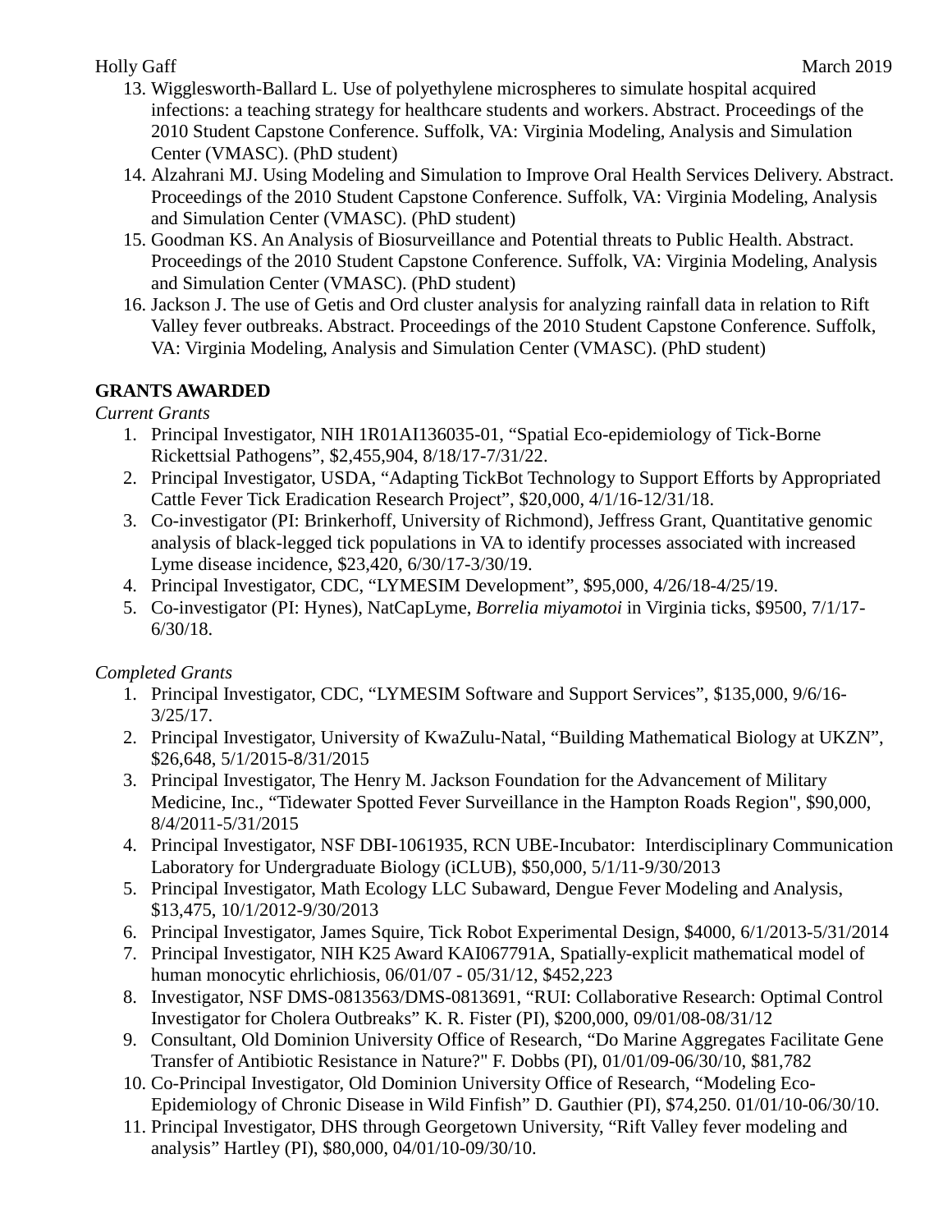13. Wigglesworth-Ballard L. Use of polyethylene microspheres to simulate hospital acquired infections: a teaching strategy for healthcare students and workers. Abstract. Proceedings of the 2010 Student Capstone Conference. Suffolk, VA: Virginia Modeling, Analysis and Simulation Center (VMASC). (PhD student)
14. Alzahrani MJ. Using Modeling and Simulation to Improve Oral Health Services Delivery. Abstract. Proceedings of the 2010 Student Capstone Conference. Suffolk, VA: Virginia Modeling, Analysis and Simulation Center (VMASC). (PhD student)
15. Goodman KS. An Analysis of Biosurveillance and Potential threats to Public Health. Abstract. Proceedings of the 2010 Student Capstone Conference. Suffolk, VA: Virginia Modeling, Analysis and Simulation Center (VMASC). (PhD student)
16. Jackson J. The use of Getis and Ord cluster analysis for analyzing rainfall data in relation to Rift Valley fever outbreaks. Abstract. Proceedings of the 2010 Student Capstone Conference. Suffolk, VA: Virginia Modeling, Analysis and Simulation Center (VMASC). (PhD student)

**GRANTS AWARDED**

*Current Grants*

1. Principal Investigator, NIH 1R01AI136035-01, "Spatial Eco-epidemiology of Tick-Borne Rickettsial Pathogens", $2,455,904, 8/18/17-7/31/22.
2. Principal Investigator, USDA, "Adapting TickBot Technology to Support Efforts by Appropriated Cattle Fever Tick Eradication Research Project", $20,000, 4/1/16-12/31/18.
3. Co-investigator (PI: Brinkerhoff, University of Richmond), Jeffress Grant, Quantitative genomic analysis of black-legged tick populations in VA to identify processes associated with increased Lyme disease incidence, $23,420, 6/30/17-3/30/19.
4. Principal Investigator, CDC, "LYMESIM Development", $95,000, 4/26/18-4/25/19.
5. Co-investigator (PI: Hynes), NatCapLyme, *Borrelia miyamotoi* in Virginia ticks, $9500, 7/1/17-6/30/18.

*Completed Grants*

1. Principal Investigator, CDC, "LYMESIM Software and Support Services", $135,000, 9/6/16-3/25/17.
2. Principal Investigator, University of KwaZulu-Natal, "Building Mathematical Biology at UKZN", $26,648, 5/1/2015-8/31/2015
3. Principal Investigator, The Henry M. Jackson Foundation for the Advancement of Military Medicine, Inc., "Tidewater Spotted Fever Surveillance in the Hampton Roads Region", $90,000, 8/4/2011-5/31/2015
4. Principal Investigator, NSF DBI-1061935, RCN UBE-Incubator: Interdisciplinary Communication Laboratory for Undergraduate Biology (iCLUB), $50,000, 5/1/11-9/30/2013
5. Principal Investigator, Math Ecology LLC Subaward, Dengue Fever Modeling and Analysis, $13,475, 10/1/2012-9/30/2013
6. Principal Investigator, James Squire, Tick Robot Experimental Design, $4000, 6/1/2013-5/31/2014
7. Principal Investigator, NIH K25 Award KAI067791A, Spatially-explicit mathematical model of human monocytic ehrlichiosis, 06/01/07 - 05/31/12, $452,223
8. Investigator, NSF DMS-0813563/DMS-0813691, "RUI: Collaborative Research: Optimal Control Investigator for Cholera Outbreaks" K. R. Fister (PI), $200,000, 09/01/08-08/31/12
9. Consultant, Old Dominion University Office of Research, "Do Marine Aggregates Facilitate Gene Transfer of Antibiotic Resistance in Nature?" F. Dobbs (PI), 01/01/09-06/30/10, $81,782
10. Co-Principal Investigator, Old Dominion University Office of Research, "Modeling Eco-Epidemiology of Chronic Disease in Wild Finfish" D. Gauthier (PI), $74,250. 01/01/10-06/30/10.
11. Principal Investigator, DHS through Georgetown University, "Rift Valley fever modeling and analysis" Hartley (PI), $80,000, 04/01/10-09/30/10.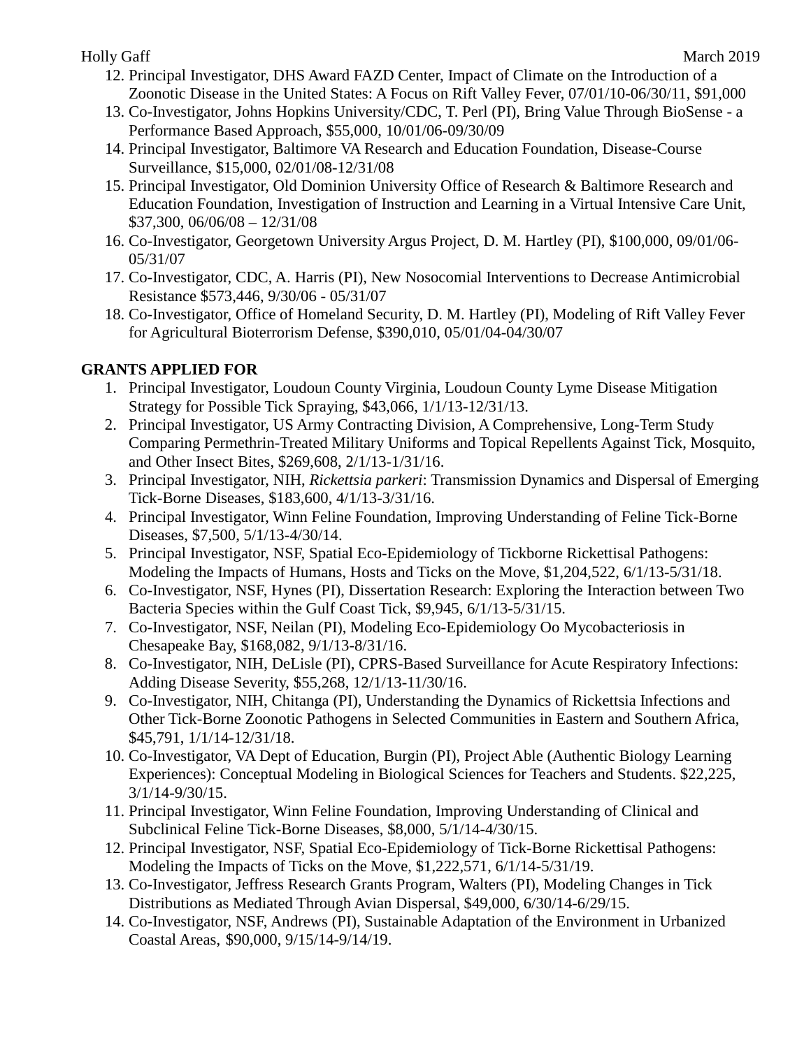12. Principal Investigator, DHS Award FAZD Center, Impact of Climate on the Introduction of a Zoonotic Disease in the United States: A Focus on Rift Valley Fever, 07/01/10-06/30/11, $91,000
13. Co-Investigator, Johns Hopkins University/CDC, T. Perl (PI), Bring Value Through BioSense - a Performance Based Approach, $55,000, 10/01/06-09/30/09
14. Principal Investigator, Baltimore VA Research and Education Foundation, Disease-Course Surveillance, $15,000, 02/01/08-12/31/08
15. Principal Investigator, Old Dominion University Office of Research & Baltimore Research and Education Foundation, Investigation of Instruction and Learning in a Virtual Intensive Care Unit, $37,300, 06/06/08 – 12/31/08
16. Co-Investigator, Georgetown University Argus Project, D. M. Hartley (PI), $100,000, 09/01/06-05/31/07
17. Co-Investigator, CDC, A. Harris (PI), New Nosocomial Interventions to Decrease Antimicrobial Resistance $573,446, 9/30/06 - 05/31/07
18. Co-Investigator, Office of Homeland Security, D. M. Hartley (PI), Modeling of Rift Valley Fever for Agricultural Bioterrorism Defense, $390,010, 05/01/04-04/30/07

## GRANTS APPLIED FOR

1. Principal Investigator, Loudoun County Virginia, Loudoun County Lyme Disease Mitigation Strategy for Possible Tick Spraying, $43,066, 1/1/13-12/31/13.
2. Principal Investigator, US Army Contracting Division, A Comprehensive, Long-Term Study Comparing Permethrin-Treated Military Uniforms and Topical Repellents Against Tick, Mosquito, and Other Insect Bites, $269,608, 2/1/13-1/31/16.
3. Principal Investigator, NIH, *Rickettsia parkeri*: Transmission Dynamics and Dispersal of Emerging Tick-Borne Diseases, $183,600, 4/1/13-3/31/16.
4. Principal Investigator, Winn Feline Foundation, Improving Understanding of Feline Tick-Borne Diseases, $7,500, 5/1/13-4/30/14.
5. Principal Investigator, NSF, Spatial Eco-Epidemiology of Tickborne Rickettisal Pathogens: Modeling the Impacts of Humans, Hosts and Ticks on the Move, $1,204,522, 6/1/13-5/31/18.
6. Co-Investigator, NSF, Hynes (PI), Dissertation Research: Exploring the Interaction between Two Bacteria Species within the Gulf Coast Tick, $9,945, 6/1/13-5/31/15.
7. Co-Investigator, NSF, Neilan (PI), Modeling Eco-Epidemiology Oo Mycobacteriosis in Chesapeake Bay, $168,082, 9/1/13-8/31/16.
8. Co-Investigator, NIH, DeLisle (PI), CPRS-Based Surveillance for Acute Respiratory Infections: Adding Disease Severity, $55,268, 12/1/13-11/30/16.
9. Co-Investigator, NIH, Chitanga (PI), Understanding the Dynamics of Rickettsia Infections and Other Tick-Borne Zoonotic Pathogens in Selected Communities in Eastern and Southern Africa, $45,791, 1/1/14-12/31/18.
10. Co-Investigator, VA Dept of Education, Burgin (PI), Project Able (Authentic Biology Learning Experiences): Conceptual Modeling in Biological Sciences for Teachers and Students. $22,225, 3/1/14-9/30/15.
11. Principal Investigator, Winn Feline Foundation, Improving Understanding of Clinical and Subclinical Feline Tick-Borne Diseases, $8,000, 5/1/14-4/30/15.
12. Principal Investigator, NSF, Spatial Eco-Epidemiology of Tick-Borne Rickettisal Pathogens: Modeling the Impacts of Ticks on the Move, $1,222,571, 6/1/14-5/31/19.
13. Co-Investigator, Jeffress Research Grants Program, Walters (PI), Modeling Changes in Tick Distributions as Mediated Through Avian Dispersal, $49,000, 6/30/14-6/29/15.
14. Co-Investigator, NSF, Andrews (PI), Sustainable Adaptation of the Environment in Urbanized Coastal Areas, $90,000, 9/15/14-9/14/19.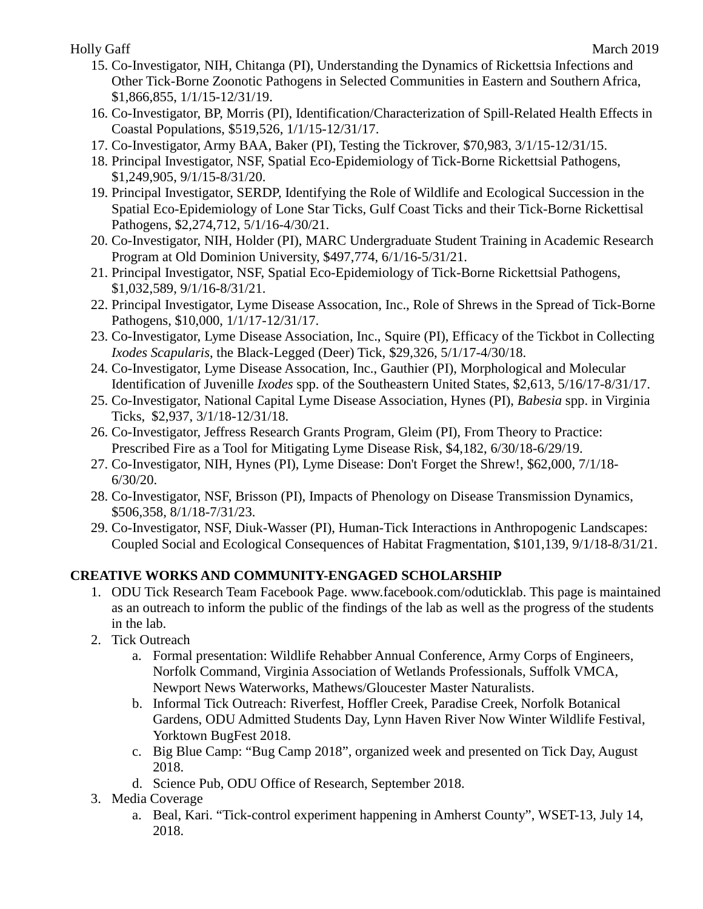15. Co-Investigator, NIH, Chitanga (PI), Understanding the Dynamics of Rickettsia Infections and Other Tick-Borne Zoonotic Pathogens in Selected Communities in Eastern and Southern Africa, $1,866,855, 1/1/15-12/31/19.
16. Co-Investigator, BP, Morris (PI), Identification/Characterization of Spill-Related Health Effects in Coastal Populations, $519,526, 1/1/15-12/31/17.
17. Co-Investigator, Army BAA, Baker (PI), Testing the Tickrover, $70,983, 3/1/15-12/31/15.
18. Principal Investigator, NSF, Spatial Eco-Epidemiology of Tick-Borne Rickettsial Pathogens, $1,249,905, 9/1/15-8/31/20.
19. Principal Investigator, SERDP, Identifying the Role of Wildlife and Ecological Succession in the Spatial Eco-Epidemiology of Lone Star Ticks, Gulf Coast Ticks and their Tick-Borne Rickettisal Pathogens, $2,274,712, 5/1/16-4/30/21.
20. Co-Investigator, NIH, Holder (PI), MARC Undergraduate Student Training in Academic Research Program at Old Dominion University, $497,774, 6/1/16-5/31/21.
21. Principal Investigator, NSF, Spatial Eco-Epidemiology of Tick-Borne Rickettsial Pathogens, $1,032,589, 9/1/16-8/31/21.
22. Principal Investigator, Lyme Disease Assocation, Inc., Role of Shrews in the Spread of Tick-Borne Pathogens, $10,000, 1/1/17-12/31/17.
23. Co-Investigator, Lyme Disease Association, Inc., Squire (PI), Efficacy of the Tickbot in Collecting *Ixodes Scapularis*, the Black-Legged (Deer) Tick, $29,326, 5/1/17-4/30/18.
24. Co-Investigator, Lyme Disease Assocation, Inc., Gauthier (PI), Morphological and Molecular Identification of Juvenille *Ixodes* spp. of the Southeastern United States, $2,613, 5/16/17-8/31/17.
25. Co-Investigator, National Capital Lyme Disease Association, Hynes (PI), *Babesia* spp. in Virginia Ticks, $2,937, 3/1/18-12/31/18.
26. Co-Investigator, Jeffress Research Grants Program, Gleim (PI), From Theory to Practice: Prescribed Fire as a Tool for Mitigating Lyme Disease Risk, $4,182, 6/30/18-6/29/19.
27. Co-Investigator, NIH, Hynes (PI), Lyme Disease: Don't Forget the Shrew!, $62,000, 7/1/18-6/30/20.
28. Co-Investigator, NSF, Brisson (PI), Impacts of Phenology on Disease Transmission Dynamics, $506,358, 8/1/18-7/31/23.
29. Co-Investigator, NSF, Diuk-Wasser (PI), Human-Tick Interactions in Anthropogenic Landscapes: Coupled Social and Ecological Consequences of Habitat Fragmentation, $101,139, 9/1/18-8/31/21.

**CREATIVE WORKS AND COMMUNITY-ENGAGED SCHOLARSHIP**

1. ODU Tick Research Team Facebook Page. www.facebook.com/oduticklab. This page is maintained as an outreach to inform the public of the findings of the lab as well as the progress of the students in the lab.
2. Tick Outreach
   a. Formal presentation: Wildlife Rehabber Annual Conference, Army Corps of Engineers, Norfolk Command, Virginia Association of Wetlands Professionals, Suffolk VMCA, Newport News Waterworks, Mathews/Gloucester Master Naturalists.
   b. Informal Tick Outreach: Riverfest, Hoffler Creek, Paradise Creek, Norfolk Botanical Gardens, ODU Admitted Students Day, Lynn Haven River Now Winter Wildlife Festival, Yorktown BugFest 2018.
   c. Big Blue Camp: “Bug Camp 2018”, organized week and presented on Tick Day, August 2018.
   d. Science Pub, ODU Office of Research, September 2018.
3. Media Coverage
   a. Beal, Kari. “Tick-control experiment happening in Amherst County”, WSET-13, July 14, 2018.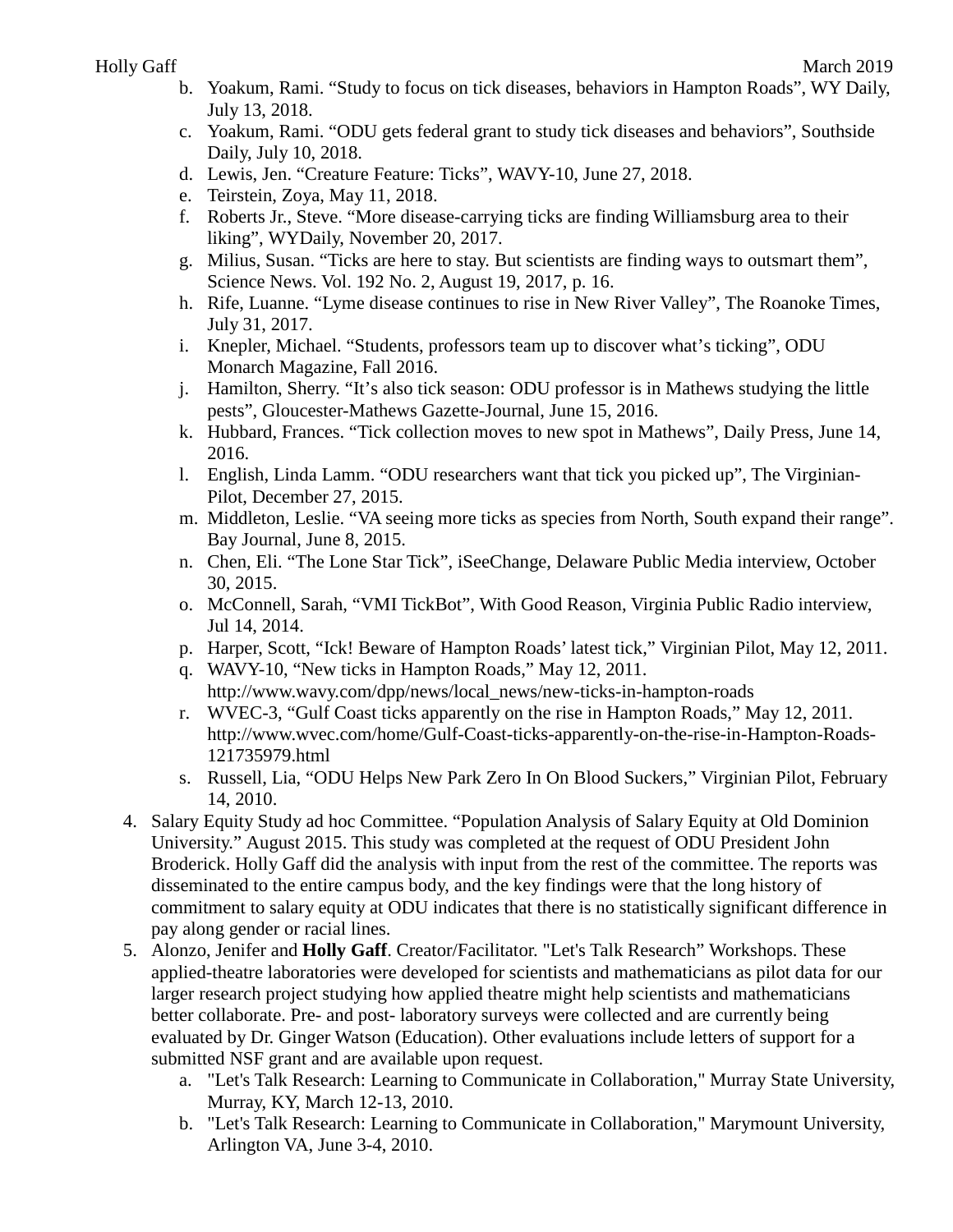b. Yoakum, Rami. “Study to focus on tick diseases, behaviors in Hampton Roads”, WY Daily, July 13, 2018.
   c. Yoakum, Rami. “ODU gets federal grant to study tick diseases and behaviors”, Southside Daily, July 10, 2018.
   d. Lewis, Jen. “Creature Feature: Ticks”, WAVY-10, June 27, 2018.
   e. Teirstein, Zoya, May 11, 2018.
   f. Roberts Jr., Steve. “More disease-carrying ticks are finding Williamsburg area to their liking”, WYDaily, November 20, 2017.
   g. Milius, Susan. “Ticks are here to stay. But scientists are finding ways to outsmart them”, Science News. Vol. 192 No. 2, August 19, 2017, p. 16.
   h. Rife, Luanne. “Lyme disease continues to rise in New River Valley”, The Roanoke Times, July 31, 2017.
   i. Knepler, Michael. “Students, professors team up to discover what’s ticking”, ODU Monarch Magazine, Fall 2016.
   j. Hamilton, Sherry. “It’s also tick season: ODU professor is in Mathews studying the little pests”, Gloucester-Mathews Gazette-Journal, June 15, 2016.
   k. Hubbard, Frances. “Tick collection moves to new spot in Mathews”, Daily Press, June 14, 2016.
   l. English, Linda Lamm. “ODU researchers want that tick you picked up”, The Virginian-Pilot, December 27, 2015.
   m. Middleton, Leslie. “VA seeing more ticks as species from North, South expand their range”. Bay Journal, June 8, 2015.
   n. Chen, Eli. “The Lone Star Tick”, iSeeChange, Delaware Public Media interview, October 30, 2015.
   o. McConnell, Sarah, “VMI TickBot”, With Good Reason, Virginia Public Radio interview, Jul 14, 2014.
   p. Harper, Scott, “Ick! Beware of Hampton Roads’ latest tick,” Virginian Pilot, May 12, 2011.
   q. WAVY-10, “New ticks in Hampton Roads,” May 12, 2011. http://www.wavy.com/dpp/news/local_news/new-ticks-in-hampton-roads
   r. WVEC-3, “Gulf Coast ticks apparently on the rise in Hampton Roads,” May 12, 2011. http://www.wvec.com/home/Gulf-Coast-ticks-apparently-on-the-rise-in-Hampton-Roads-121735979.html
   s. Russell, Lia, “ODU Helps New Park Zero In On Blood Suckers,” Virginian Pilot, February 14, 2010.
4. Salary Equity Study ad hoc Committee. “Population Analysis of Salary Equity at Old Dominion University.” August 2015. This study was completed at the request of ODU President John Broderick. Holly Gaff did the analysis with input from the rest of the committee. The reports was disseminated to the entire campus body, and the key findings were that the long history of commitment to salary equity at ODU indicates that there is no statistically significant difference in pay along gender or racial lines.
5. Alonzo, Jenifer and **Holly Gaff**. Creator/Facilitator. "Let's Talk Research” Workshops. These applied-theatre laboratories were developed for scientists and mathematicians as pilot data for our larger research project studying how applied theatre might help scientists and mathematicians better collaborate. Pre- and post- laboratory surveys were collected and are currently being evaluated by Dr. Ginger Watson (Education). Other evaluations include letters of support for a submitted NSF grant and are available upon request.
   a. "Let's Talk Research: Learning to Communicate in Collaboration," Murray State University, Murray, KY, March 12-13, 2010.
   b. "Let's Talk Research: Learning to Communicate in Collaboration," Marymount University, Arlington VA, June 3-4, 2010.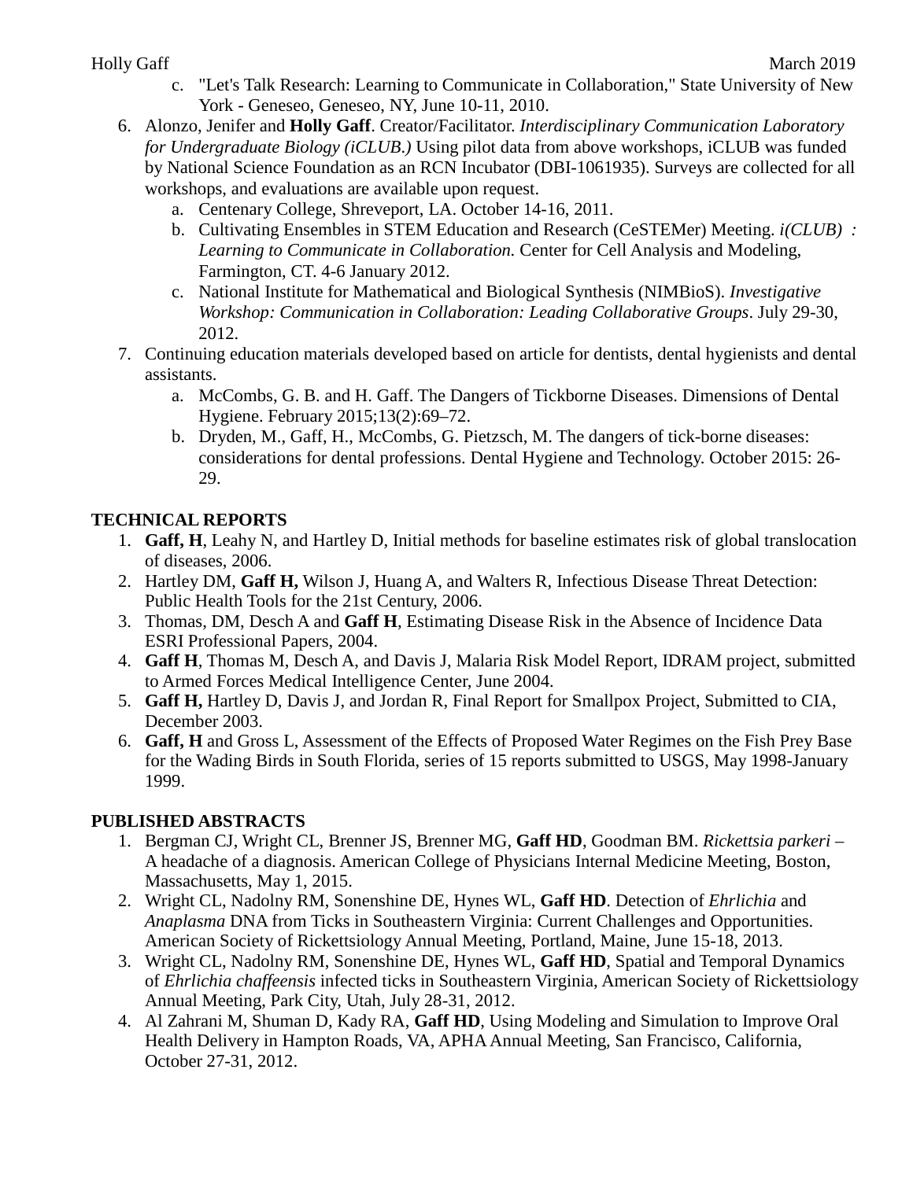c. "Let's Talk Research: Learning to Communicate in Collaboration," State University of New York - Geneseo, Geneseo, NY, June 10-11, 2010.

6. Alonzo, Jenifer and **Holly Gaff**. Creator/Facilitator. *Interdisciplinary Communication Laboratory for Undergraduate Biology (iCLUB.)* Using pilot data from above workshops, iCLUB was funded by National Science Foundation as an RCN Incubator (DBI-1061935). Surveys are collected for all workshops, and evaluations are available upon request.
   a. Centenary College, Shreveport, LA. October 14-16, 2011.
   b. Cultivating Ensembles in STEM Education and Research (CeSTEMer) Meeting. *i(CLUB) : Learning to Communicate in Collaboration.* Center for Cell Analysis and Modeling, Farmington, CT. 4-6 January 2012.
   c. National Institute for Mathematical and Biological Synthesis (NIMBioS). *Investigative Workshop: Communication in Collaboration: Leading Collaborative Groups*. July 29-30, 2012.
7. Continuing education materials developed based on article for dentists, dental hygienists and dental assistants.
   a. McCombs, G. B. and H. Gaff. The Dangers of Tickborne Diseases. Dimensions of Dental Hygiene. February 2015;13(2):69–72.
   b. Dryden, M., Gaff, H., McCombs, G. Pietzsch, M. The dangers of tick-borne diseases: considerations for dental professions. Dental Hygiene and Technology. October 2015: 26-29.

## TECHNICAL REPORTS

1. **Gaff, H**, Leahy N, and Hartley D, Initial methods for baseline estimates risk of global translocation of diseases, 2006.
2. Hartley DM, **Gaff H,** Wilson J, Huang A, and Walters R, Infectious Disease Threat Detection: Public Health Tools for the 21st Century, 2006.
3. Thomas, DM, Desch A and **Gaff H**, Estimating Disease Risk in the Absence of Incidence Data ESRI Professional Papers, 2004.
4. **Gaff H**, Thomas M, Desch A, and Davis J, Malaria Risk Model Report, IDRAM project, submitted to Armed Forces Medical Intelligence Center, June 2004.
5. **Gaff H,** Hartley D, Davis J, and Jordan R, Final Report for Smallpox Project, Submitted to CIA, December 2003.
6. **Gaff, H** and Gross L, Assessment of the Effects of Proposed Water Regimes on the Fish Prey Base for the Wading Birds in South Florida, series of 15 reports submitted to USGS, May 1998-January 1999.

## PUBLISHED ABSTRACTS

1. Bergman CJ, Wright CL, Brenner JS, Brenner MG, **Gaff HD**, Goodman BM. *Rickettsia parkeri* – A headache of a diagnosis. American College of Physicians Internal Medicine Meeting, Boston, Massachusetts, May 1, 2015.
2. Wright CL, Nadolny RM, Sonenshine DE, Hynes WL, **Gaff HD**. Detection of *Ehrlichia* and *Anaplasma* DNA from Ticks in Southeastern Virginia: Current Challenges and Opportunities. American Society of Rickettsiology Annual Meeting, Portland, Maine, June 15-18, 2013.
3. Wright CL, Nadolny RM, Sonenshine DE, Hynes WL, **Gaff HD**, Spatial and Temporal Dynamics of *Ehrlichia chaffeensis* infected ticks in Southeastern Virginia, American Society of Rickettsiology Annual Meeting, Park City, Utah, July 28-31, 2012.
4. Al Zahrani M, Shuman D, Kady RA, **Gaff HD**, Using Modeling and Simulation to Improve Oral Health Delivery in Hampton Roads, VA, APHA Annual Meeting, San Francisco, California, October 27-31, 2012.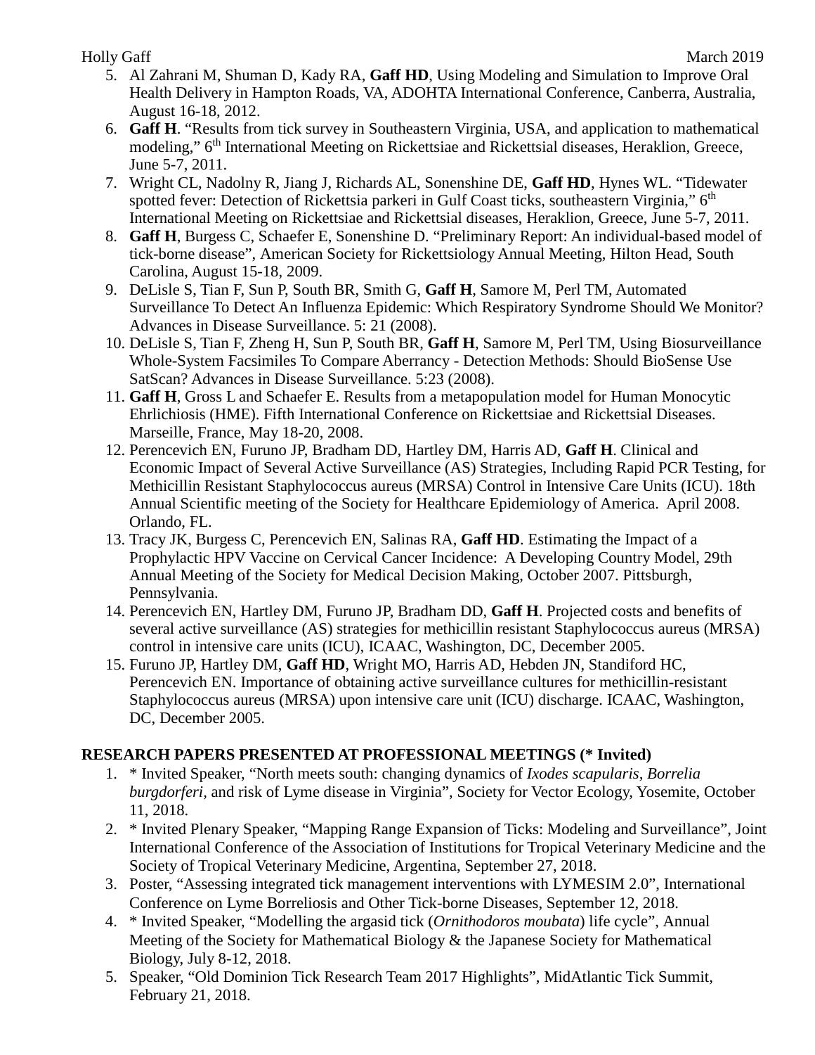5. Al Zahrani M, Shuman D, Kady RA, **Gaff HD**, Using Modeling and Simulation to Improve Oral Health Delivery in Hampton Roads, VA, ADOHTA International Conference, Canberra, Australia, August 16-18, 2012.
6. **Gaff H**. "Results from tick survey in Southeastern Virginia, USA, and application to mathematical modeling," 6th International Meeting on Rickettsiae and Rickettsial diseases, Heraklion, Greece, June 5-7, 2011.
7. Wright CL, Nadolny R, Jiang J, Richards AL, Sonenshine DE, **Gaff HD**, Hynes WL. "Tidewater spotted fever: Detection of Rickettsia parkeri in Gulf Coast ticks, southeastern Virginia," 6th International Meeting on Rickettsiae and Rickettsial diseases, Heraklion, Greece, June 5-7, 2011.
8. **Gaff H**, Burgess C, Schaefer E, Sonenshine D. "Preliminary Report: An individual-based model of tick-borne disease", American Society for Rickettsiology Annual Meeting, Hilton Head, South Carolina, August 15-18, 2009.
9. DeLisle S, Tian F, Sun P, South BR, Smith G, **Gaff H**, Samore M, Perl TM, Automated Surveillance To Detect An Influenza Epidemic: Which Respiratory Syndrome Should We Monitor? Advances in Disease Surveillance. 5: 21 (2008).
10. DeLisle S, Tian F, Zheng H, Sun P, South BR, **Gaff H**, Samore M, Perl TM, Using Biosurveillance Whole-System Facsimiles To Compare Aberrancy - Detection Methods: Should BioSense Use SatScan? Advances in Disease Surveillance. 5:23 (2008).
11. **Gaff H**, Gross L and Schaefer E. Results from a metapopulation model for Human Monocytic Ehrlichiosis (HME). Fifth International Conference on Rickettsiae and Rickettsial Diseases. Marseille, France, May 18-20, 2008.
12. Perencevich EN, Furuno JP, Bradham DD, Hartley DM, Harris AD, **Gaff H**. Clinical and Economic Impact of Several Active Surveillance (AS) Strategies, Including Rapid PCR Testing, for Methicillin Resistant Staphylococcus aureus (MRSA) Control in Intensive Care Units (ICU). 18th Annual Scientific meeting of the Society for Healthcare Epidemiology of America. April 2008. Orlando, FL.
13. Tracy JK, Burgess C, Perencevich EN, Salinas RA, **Gaff HD**. Estimating the Impact of a Prophylactic HPV Vaccine on Cervical Cancer Incidence: A Developing Country Model, 29th Annual Meeting of the Society for Medical Decision Making, October 2007. Pittsburgh, Pennsylvania.
14. Perencevich EN, Hartley DM, Furuno JP, Bradham DD, **Gaff H**. Projected costs and benefits of several active surveillance (AS) strategies for methicillin resistant Staphylococcus aureus (MRSA) control in intensive care units (ICU), ICAAC, Washington, DC, December 2005.
15. Furuno JP, Hartley DM, **Gaff HD**, Wright MO, Harris AD, Hebden JN, Standiford HC, Perencevich EN. Importance of obtaining active surveillance cultures for methicillin-resistant Staphylococcus aureus (MRSA) upon intensive care unit (ICU) discharge. ICAAC, Washington, DC, December 2005.

## RESEARCH PAPERS PRESENTED AT PROFESSIONAL MEETINGS (* Invited)

1. * Invited Speaker, "North meets south: changing dynamics of *Ixodes scapularis, Borrelia burgdorferi*, and risk of Lyme disease in Virginia", Society for Vector Ecology, Yosemite, October 11, 2018.
2. * Invited Plenary Speaker, "Mapping Range Expansion of Ticks: Modeling and Surveillance", Joint International Conference of the Association of Institutions for Tropical Veterinary Medicine and the Society of Tropical Veterinary Medicine, Argentina, September 27, 2018.
3. Poster, "Assessing integrated tick management interventions with LYMESIM 2.0", International Conference on Lyme Borreliosis and Other Tick-borne Diseases, September 12, 2018.
4. * Invited Speaker, "Modelling the argasid tick (*Ornithodoros moubata*) life cycle", Annual Meeting of the Society for Mathematical Biology & the Japanese Society for Mathematical Biology, July 8-12, 2018.
5. Speaker, "Old Dominion Tick Research Team 2017 Highlights", MidAtlantic Tick Summit, February 21, 2018.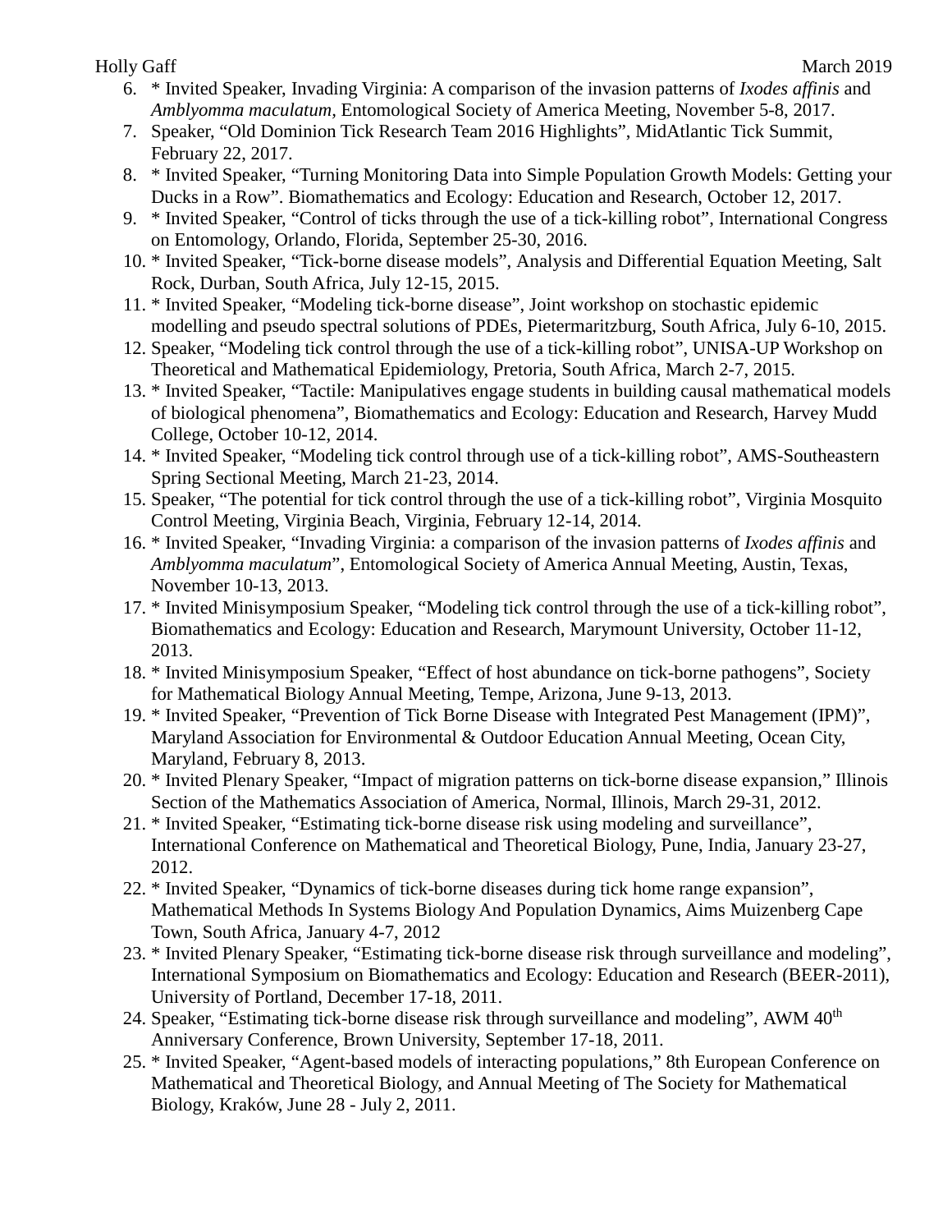6. * Invited Speaker, Invading Virginia: A comparison of the invasion patterns of *Ixodes affinis* and *Amblyomma maculatum*, Entomological Society of America Meeting, November 5-8, 2017.
7. Speaker, “Old Dominion Tick Research Team 2016 Highlights”, MidAtlantic Tick Summit, February 22, 2017.
8. * Invited Speaker, “Turning Monitoring Data into Simple Population Growth Models: Getting your Ducks in a Row”. Biomathematics and Ecology: Education and Research, October 12, 2017.
9. * Invited Speaker, “Control of ticks through the use of a tick-killing robot”, International Congress on Entomology, Orlando, Florida, September 25-30, 2016.
10. * Invited Speaker, “Tick-borne disease models”, Analysis and Differential Equation Meeting, Salt Rock, Durban, South Africa, July 12-15, 2015.
11. * Invited Speaker, “Modeling tick-borne disease”, Joint workshop on stochastic epidemic modelling and pseudo spectral solutions of PDEs, Pietermaritzburg, South Africa, July 6-10, 2015.
12. Speaker, “Modeling tick control through the use of a tick-killing robot”, UNISA-UP Workshop on Theoretical and Mathematical Epidemiology, Pretoria, South Africa, March 2-7, 2015.
13. * Invited Speaker, “Tactile: Manipulatives engage students in building causal mathematical models of biological phenomena”, Biomathematics and Ecology: Education and Research, Harvey Mudd College, October 10-12, 2014.
14. * Invited Speaker, “Modeling tick control through use of a tick-killing robot”, AMS-Southeastern Spring Sectional Meeting, March 21-23, 2014.
15. Speaker, “The potential for tick control through the use of a tick-killing robot”, Virginia Mosquito Control Meeting, Virginia Beach, Virginia, February 12-14, 2014.
16. * Invited Speaker, “Invading Virginia: a comparison of the invasion patterns of *Ixodes affinis* and *Amblyomma maculatum*”, Entomological Society of America Annual Meeting, Austin, Texas, November 10-13, 2013.
17. * Invited Minisymposium Speaker, “Modeling tick control through the use of a tick-killing robot”, Biomathematics and Ecology: Education and Research, Marymount University, October 11-12, 2013.
18. * Invited Minisymposium Speaker, “Effect of host abundance on tick-borne pathogens”, Society for Mathematical Biology Annual Meeting, Tempe, Arizona, June 9-13, 2013.
19. * Invited Speaker, “Prevention of Tick Borne Disease with Integrated Pest Management (IPM)”, Maryland Association for Environmental & Outdoor Education Annual Meeting, Ocean City, Maryland, February 8, 2013.
20. * Invited Plenary Speaker, “Impact of migration patterns on tick-borne disease expansion,” Illinois Section of the Mathematics Association of America, Normal, Illinois, March 29-31, 2012.
21. * Invited Speaker, “Estimating tick-borne disease risk using modeling and surveillance”, International Conference on Mathematical and Theoretical Biology, Pune, India, January 23-27, 2012.
22. * Invited Speaker, “Dynamics of tick-borne diseases during tick home range expansion”, Mathematical Methods In Systems Biology And Population Dynamics, Aims Muizenberg Cape Town, South Africa, January 4-7, 2012
23. * Invited Plenary Speaker, “Estimating tick-borne disease risk through surveillance and modeling”, International Symposium on Biomathematics and Ecology: Education and Research (BEER-2011), University of Portland, December 17-18, 2011.
24. Speaker, “Estimating tick-borne disease risk through surveillance and modeling”, AWM 40th Anniversary Conference, Brown University, September 17-18, 2011.
25. * Invited Speaker, “Agent-based models of interacting populations,” 8th European Conference on Mathematical and Theoretical Biology, and Annual Meeting of The Society for Mathematical Biology, Kraków, June 28 - July 2, 2011.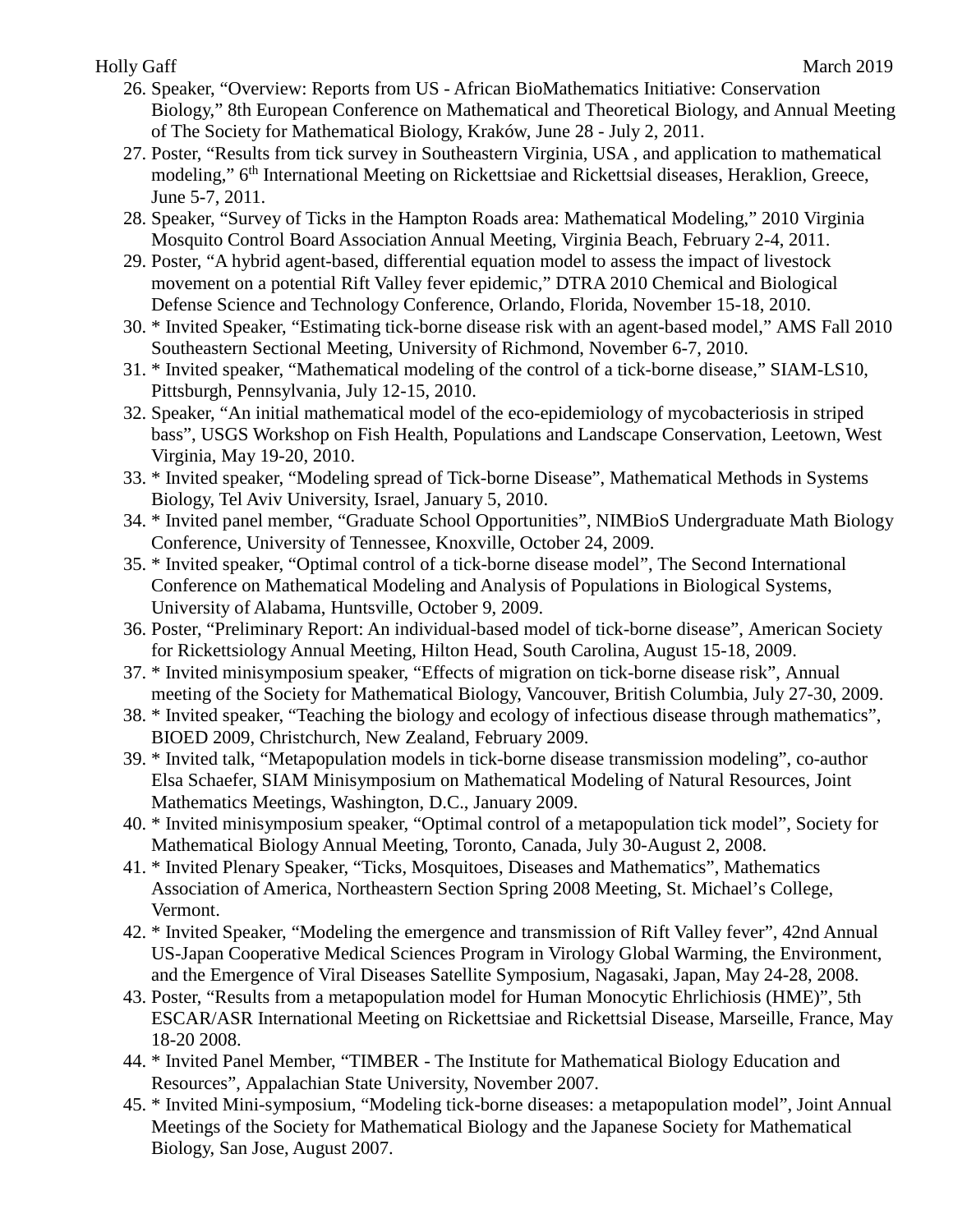26. Speaker, “Overview: Reports from US - African BioMathematics Initiative: Conservation Biology,” 8th European Conference on Mathematical and Theoretical Biology, and Annual Meeting of The Society for Mathematical Biology, Kraków, June 28 - July 2, 2011.
27. Poster, “Results from tick survey in Southeastern Virginia, USA , and application to mathematical modeling,” 6th International Meeting on Rickettsiae and Rickettsial diseases, Heraklion, Greece, June 5-7, 2011.
28. Speaker, “Survey of Ticks in the Hampton Roads area: Mathematical Modeling,” 2010 Virginia Mosquito Control Board Association Annual Meeting, Virginia Beach, February 2-4, 2011.
29. Poster, “A hybrid agent-based, differential equation model to assess the impact of livestock movement on a potential Rift Valley fever epidemic,” DTRA 2010 Chemical and Biological Defense Science and Technology Conference, Orlando, Florida, November 15-18, 2010.
30. * Invited Speaker, “Estimating tick-borne disease risk with an agent-based model,” AMS Fall 2010 Southeastern Sectional Meeting, University of Richmond, November 6-7, 2010.
31. * Invited speaker, “Mathematical modeling of the control of a tick-borne disease,” SIAM-LS10, Pittsburgh, Pennsylvania, July 12-15, 2010.
32. Speaker, “An initial mathematical model of the eco-epidemiology of mycobacteriosis in striped bass”, USGS Workshop on Fish Health, Populations and Landscape Conservation, Leetown, West Virginia, May 19-20, 2010.
33. * Invited speaker, “Modeling spread of Tick-borne Disease”, Mathematical Methods in Systems Biology, Tel Aviv University, Israel, January 5, 2010.
34. * Invited panel member, “Graduate School Opportunities”, NIMBioS Undergraduate Math Biology Conference, University of Tennessee, Knoxville, October 24, 2009.
35. * Invited speaker, “Optimal control of a tick-borne disease model”, The Second International Conference on Mathematical Modeling and Analysis of Populations in Biological Systems, University of Alabama, Huntsville, October 9, 2009.
36. Poster, “Preliminary Report: An individual-based model of tick-borne disease”, American Society for Rickettsiology Annual Meeting, Hilton Head, South Carolina, August 15-18, 2009.
37. * Invited minisymposium speaker, “Effects of migration on tick-borne disease risk”, Annual meeting of the Society for Mathematical Biology, Vancouver, British Columbia, July 27-30, 2009.
38. * Invited speaker, “Teaching the biology and ecology of infectious disease through mathematics”, BIOED 2009, Christchurch, New Zealand, February 2009.
39. * Invited talk, “Metapopulation models in tick-borne disease transmission modeling”, co-author Elsa Schaefer, SIAM Minisymposium on Mathematical Modeling of Natural Resources, Joint Mathematics Meetings, Washington, D.C., January 2009.
40. * Invited minisymposium speaker, “Optimal control of a metapopulation tick model”, Society for Mathematical Biology Annual Meeting, Toronto, Canada, July 30-August 2, 2008.
41. * Invited Plenary Speaker, “Ticks, Mosquitoes, Diseases and Mathematics”, Mathematics Association of America, Northeastern Section Spring 2008 Meeting, St. Michael’s College, Vermont.
42. * Invited Speaker, “Modeling the emergence and transmission of Rift Valley fever”, 42nd Annual US-Japan Cooperative Medical Sciences Program in Virology Global Warming, the Environment, and the Emergence of Viral Diseases Satellite Symposium, Nagasaki, Japan, May 24-28, 2008.
43. Poster, “Results from a metapopulation model for Human Monocytic Ehrlichiosis (HME)”, 5th ESCAR/ASR International Meeting on Rickettsiae and Rickettsial Disease, Marseille, France, May 18-20 2008.
44. * Invited Panel Member, “TIMBER - The Institute for Mathematical Biology Education and Resources”, Appalachian State University, November 2007.
45. * Invited Mini-symposium, “Modeling tick-borne diseases: a metapopulation model”, Joint Annual Meetings of the Society for Mathematical Biology and the Japanese Society for Mathematical Biology, San Jose, August 2007.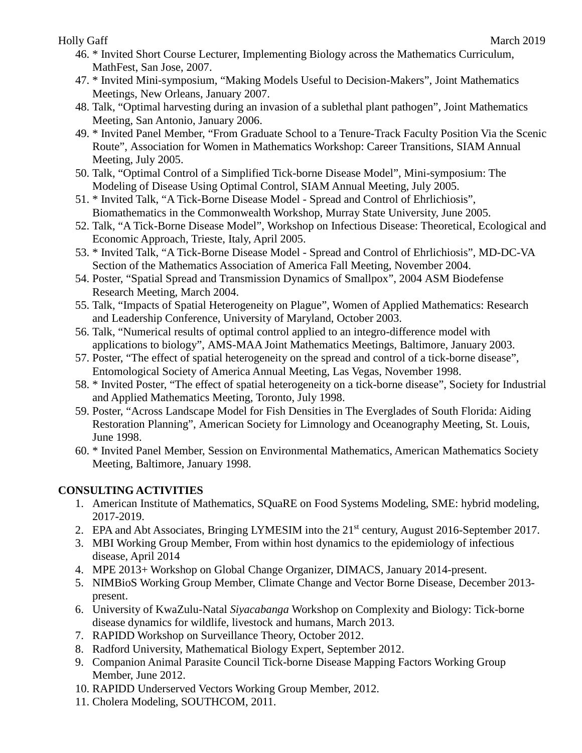46. * Invited Short Course Lecturer, Implementing Biology across the Mathematics Curriculum, MathFest, San Jose, 2007.
47. * Invited Mini-symposium, "Making Models Useful to Decision-Makers", Joint Mathematics Meetings, New Orleans, January 2007.
48. Talk, "Optimal harvesting during an invasion of a sublethal plant pathogen", Joint Mathematics Meeting, San Antonio, January 2006.
49. * Invited Panel Member, "From Graduate School to a Tenure-Track Faculty Position Via the Scenic Route", Association for Women in Mathematics Workshop: Career Transitions, SIAM Annual Meeting, July 2005.
50. Talk, "Optimal Control of a Simplified Tick-borne Disease Model", Mini-symposium: The Modeling of Disease Using Optimal Control, SIAM Annual Meeting, July 2005.
51. * Invited Talk, "A Tick-Borne Disease Model - Spread and Control of Ehrlichiosis", Biomathematics in the Commonwealth Workshop, Murray State University, June 2005.
52. Talk, "A Tick-Borne Disease Model", Workshop on Infectious Disease: Theoretical, Ecological and Economic Approach, Trieste, Italy, April 2005.
53. * Invited Talk, "A Tick-Borne Disease Model - Spread and Control of Ehrlichiosis", MD-DC-VA Section of the Mathematics Association of America Fall Meeting, November 2004.
54. Poster, "Spatial Spread and Transmission Dynamics of Smallpox", 2004 ASM Biodefense Research Meeting, March 2004.
55. Talk, "Impacts of Spatial Heterogeneity on Plague", Women of Applied Mathematics: Research and Leadership Conference, University of Maryland, October 2003.
56. Talk, "Numerical results of optimal control applied to an integro-difference model with applications to biology", AMS-MAA Joint Mathematics Meetings, Baltimore, January 2003.
57. Poster, "The effect of spatial heterogeneity on the spread and control of a tick-borne disease", Entomological Society of America Annual Meeting, Las Vegas, November 1998.
58. * Invited Poster, "The effect of spatial heterogeneity on a tick-borne disease", Society for Industrial and Applied Mathematics Meeting, Toronto, July 1998.
59. Poster, "Across Landscape Model for Fish Densities in The Everglades of South Florida: Aiding Restoration Planning", American Society for Limnology and Oceanography Meeting, St. Louis, June 1998.
60. * Invited Panel Member, Session on Environmental Mathematics, American Mathematics Society Meeting, Baltimore, January 1998.

## CONSULTING ACTIVITIES

1. American Institute of Mathematics, SQuaRE on Food Systems Modeling, SME: hybrid modeling, 2017-2019.
2. EPA and Abt Associates, Bringing LYMESIM into the 21st century, August 2016-September 2017.
3. MBI Working Group Member, From within host dynamics to the epidemiology of infectious disease, April 2014
4. MPE 2013+ Workshop on Global Change Organizer, DIMACS, January 2014-present.
5. NIMBioS Working Group Member, Climate Change and Vector Borne Disease, December 2013-present.
6. University of KwaZulu-Natal *Siyacabanga* Workshop on Complexity and Biology: Tick-borne disease dynamics for wildlife, livestock and humans, March 2013.
7. RAPIDD Workshop on Surveillance Theory, October 2012.
8. Radford University, Mathematical Biology Expert, September 2012.
9. Companion Animal Parasite Council Tick-borne Disease Mapping Factors Working Group Member, June 2012.
10. RAPIDD Underserved Vectors Working Group Member, 2012.
11. Cholera Modeling, SOUTHCOM, 2011.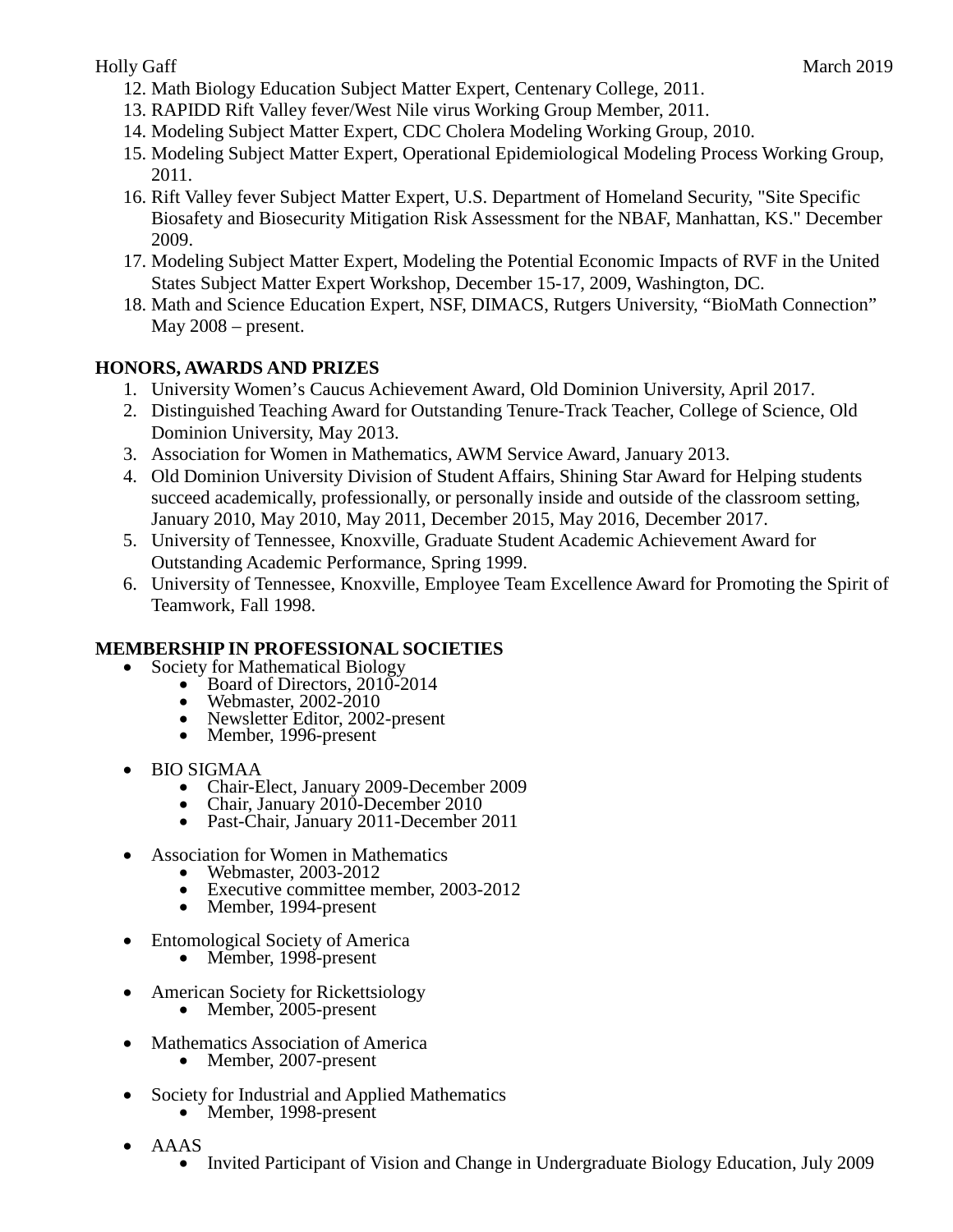12. Math Biology Education Subject Matter Expert, Centenary College, 2011.
13. RAPIDD Rift Valley fever/West Nile virus Working Group Member, 2011.
14. Modeling Subject Matter Expert, CDC Cholera Modeling Working Group, 2010.
15. Modeling Subject Matter Expert, Operational Epidemiological Modeling Process Working Group, 2011.
16. Rift Valley fever Subject Matter Expert, U.S. Department of Homeland Security, "Site Specific Biosafety and Biosecurity Mitigation Risk Assessment for the NBAF, Manhattan, KS." December 2009.
17. Modeling Subject Matter Expert, Modeling the Potential Economic Impacts of RVF in the United States Subject Matter Expert Workshop, December 15-17, 2009, Washington, DC.
18. Math and Science Education Expert, NSF, DIMACS, Rutgers University, "BioMath Connection" May 2008 – present.

**HONORS, AWARDS AND PRIZES**

1. University Women's Caucus Achievement Award, Old Dominion University, April 2017.
2. Distinguished Teaching Award for Outstanding Tenure-Track Teacher, College of Science, Old Dominion University, May 2013.
3. Association for Women in Mathematics, AWM Service Award, January 2013.
4. Old Dominion University Division of Student Affairs, Shining Star Award for Helping students succeed academically, professionally, or personally inside and outside of the classroom setting, January 2010, May 2010, May 2011, December 2015, May 2016, December 2017.
5. University of Tennessee, Knoxville, Graduate Student Academic Achievement Award for Outstanding Academic Performance, Spring 1999.
6. University of Tennessee, Knoxville, Employee Team Excellence Award for Promoting the Spirit of Teamwork, Fall 1998.

**MEMBERSHIP IN PROFESSIONAL SOCIETIES**

- Society for Mathematical Biology
  - Board of Directors, 2010-2014
  - Webmaster, 2002-2010
  - Newsletter Editor, 2002-present
  - Member, 1996-present
- BIO SIGMAA
  - Chair-Elect, January 2009-December 2009
  - Chair, January 2010-December 2010
  - Past-Chair, January 2011-December 2011
- Association for Women in Mathematics
  - Webmaster, 2003-2012
  - Executive committee member, 2003-2012
  - Member, 1994-present
- Entomological Society of America
  - Member, 1998-present
- American Society for Rickettsiology
  - Member, 2005-present
- Mathematics Association of America
  - Member, 2007-present
- Society for Industrial and Applied Mathematics
  - Member, 1998-present
- AAAS
  - Invited Participant of Vision and Change in Undergraduate Biology Education, July 2009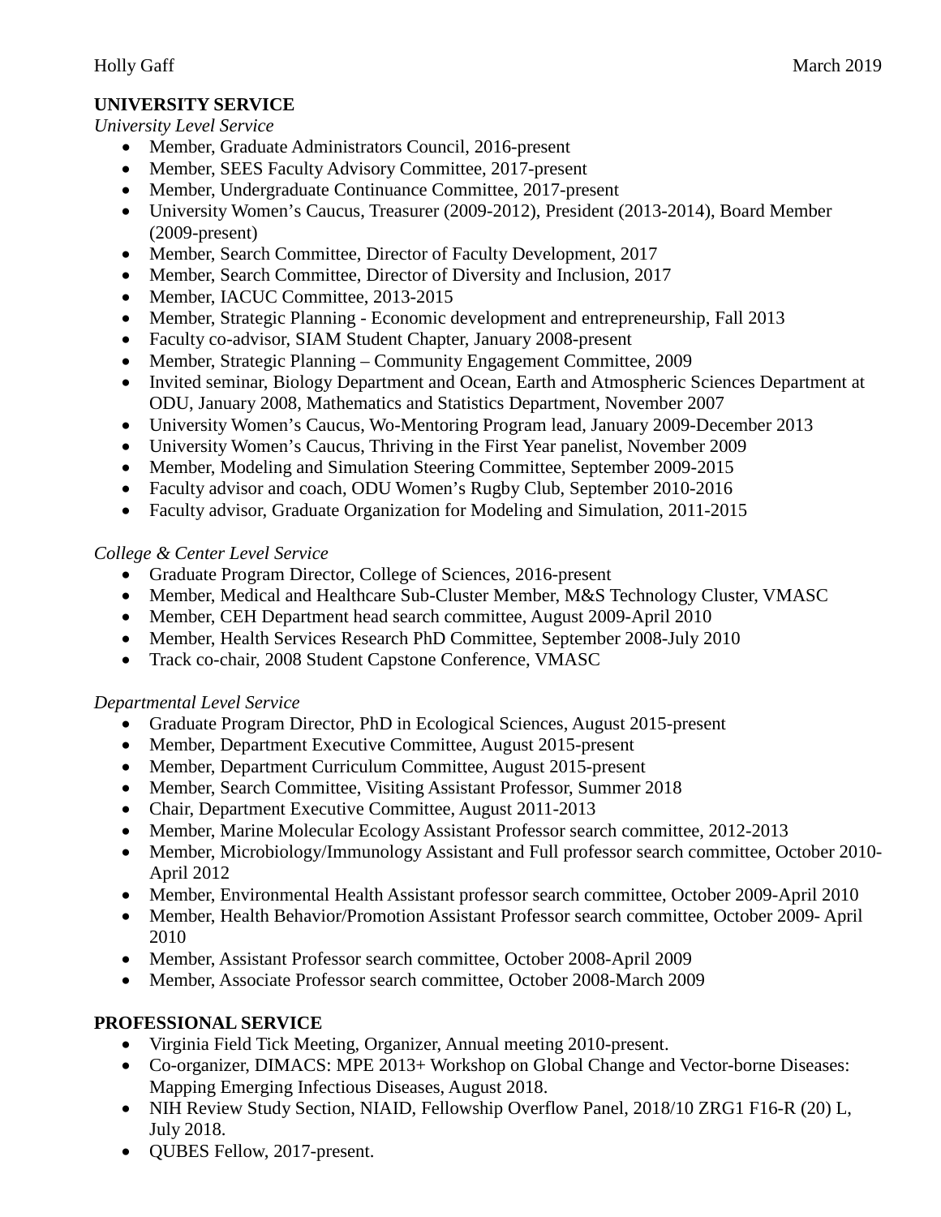## UNIVERSITY SERVICE

*University Level Service*

- Member, Graduate Administrators Council, 2016-present
- Member, SEES Faculty Advisory Committee, 2017-present
- Member, Undergraduate Continuance Committee, 2017-present
- University Women's Caucus, Treasurer (2009-2012), President (2013-2014), Board Member (2009-present)
- Member, Search Committee, Director of Faculty Development, 2017
- Member, Search Committee, Director of Diversity and Inclusion, 2017
- Member, IACUC Committee, 2013-2015
- Member, Strategic Planning - Economic development and entrepreneurship, Fall 2013
- Faculty co-advisor, SIAM Student Chapter, January 2008-present
- Member, Strategic Planning – Community Engagement Committee, 2009
- Invited seminar, Biology Department and Ocean, Earth and Atmospheric Sciences Department at ODU, January 2008, Mathematics and Statistics Department, November 2007
- University Women's Caucus, Wo-Mentoring Program lead, January 2009-December 2013
- University Women's Caucus, Thriving in the First Year panelist, November 2009
- Member, Modeling and Simulation Steering Committee, September 2009-2015
- Faculty advisor and coach, ODU Women's Rugby Club, September 2010-2016
- Faculty advisor, Graduate Organization for Modeling and Simulation, 2011-2015

*College & Center Level Service*

- Graduate Program Director, College of Sciences, 2016-present
- Member, Medical and Healthcare Sub-Cluster Member, M&S Technology Cluster, VMASC
- Member, CEH Department head search committee, August 2009-April 2010
- Member, Health Services Research PhD Committee, September 2008-July 2010
- Track co-chair, 2008 Student Capstone Conference, VMASC

*Departmental Level Service*

- Graduate Program Director, PhD in Ecological Sciences, August 2015-present
- Member, Department Executive Committee, August 2015-present
- Member, Department Curriculum Committee, August 2015-present
- Member, Search Committee, Visiting Assistant Professor, Summer 2018
- Chair, Department Executive Committee, August 2011-2013
- Member, Marine Molecular Ecology Assistant Professor search committee, 2012-2013
- Member, Microbiology/Immunology Assistant and Full professor search committee, October 2010-April 2012
- Member, Environmental Health Assistant professor search committee, October 2009-April 2010
- Member, Health Behavior/Promotion Assistant Professor search committee, October 2009- April 2010
- Member, Assistant Professor search committee, October 2008-April 2009
- Member, Associate Professor search committee, October 2008-March 2009

## PROFESSIONAL SERVICE

- Virginia Field Tick Meeting, Organizer, Annual meeting 2010-present.
- Co-organizer, DIMACS: MPE 2013+ Workshop on Global Change and Vector-borne Diseases: Mapping Emerging Infectious Diseases, August 2018.
- NIH Review Study Section, NIAID, Fellowship Overflow Panel, 2018/10 ZRG1 F16-R (20) L, July 2018.
- QUBES Fellow, 2017-present.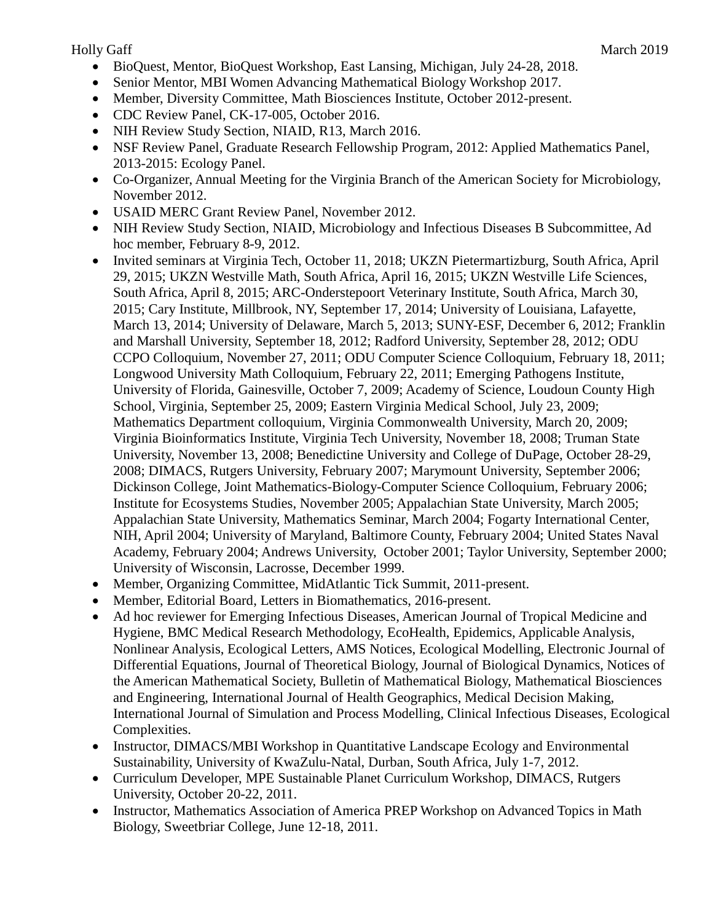- BioQuest, Mentor, BioQuest Workshop, East Lansing, Michigan, July 24-28, 2018.
- Senior Mentor, MBI Women Advancing Mathematical Biology Workshop 2017.
- Member, Diversity Committee, Math Biosciences Institute, October 2012-present.
- CDC Review Panel, CK-17-005, October 2016.
- NIH Review Study Section, NIAID, R13, March 2016.
- NSF Review Panel, Graduate Research Fellowship Program, 2012: Applied Mathematics Panel, 2013-2015: Ecology Panel.
- Co-Organizer, Annual Meeting for the Virginia Branch of the American Society for Microbiology, November 2012.
- USAID MERC Grant Review Panel, November 2012.
- NIH Review Study Section, NIAID, Microbiology and Infectious Diseases B Subcommittee, Ad hoc member, February 8-9, 2012.
- Invited seminars at Virginia Tech, October 11, 2018; UKZN Pietermartizburg, South Africa, April 29, 2015; UKZN Westville Math, South Africa, April 16, 2015; UKZN Westville Life Sciences, South Africa, April 8, 2015; ARC-Onderstepoort Veterinary Institute, South Africa, March 30, 2015; Cary Institute, Millbrook, NY, September 17, 2014; University of Louisiana, Lafayette, March 13, 2014; University of Delaware, March 5, 2013; SUNY-ESF, December 6, 2012; Franklin and Marshall University, September 18, 2012; Radford University, September 28, 2012; ODU CCPO Colloquium, November 27, 2011; ODU Computer Science Colloquium, February 18, 2011; Longwood University Math Colloquium, February 22, 2011; Emerging Pathogens Institute, University of Florida, Gainesville, October 7, 2009; Academy of Science, Loudoun County High School, Virginia, September 25, 2009; Eastern Virginia Medical School, July 23, 2009; Mathematics Department colloquium, Virginia Commonwealth University, March 20, 2009; Virginia Bioinformatics Institute, Virginia Tech University, November 18, 2008; Truman State University, November 13, 2008; Benedictine University and College of DuPage, October 28-29, 2008; DIMACS, Rutgers University, February 2007; Marymount University, September 2006; Dickinson College, Joint Mathematics-Biology-Computer Science Colloquium, February 2006; Institute for Ecosystems Studies, November 2005; Appalachian State University, March 2005; Appalachian State University, Mathematics Seminar, March 2004; Fogarty International Center, NIH, April 2004; University of Maryland, Baltimore County, February 2004; United States Naval Academy, February 2004; Andrews University, October 2001; Taylor University, September 2000; University of Wisconsin, Lacrosse, December 1999.
- Member, Organizing Committee, MidAtlantic Tick Summit, 2011-present.
- Member, Editorial Board, Letters in Biomathematics, 2016-present.
- Ad hoc reviewer for Emerging Infectious Diseases, American Journal of Tropical Medicine and Hygiene, BMC Medical Research Methodology, EcoHealth, Epidemics, Applicable Analysis, Nonlinear Analysis, Ecological Letters, AMS Notices, Ecological Modelling, Electronic Journal of Differential Equations, Journal of Theoretical Biology, Journal of Biological Dynamics, Notices of the American Mathematical Society, Bulletin of Mathematical Biology, Mathematical Biosciences and Engineering, International Journal of Health Geographics, Medical Decision Making, International Journal of Simulation and Process Modelling, Clinical Infectious Diseases, Ecological Complexities.
- Instructor, DIMACS/MBI Workshop in Quantitative Landscape Ecology and Environmental Sustainability, University of KwaZulu-Natal, Durban, South Africa, July 1-7, 2012.
- Curriculum Developer, MPE Sustainable Planet Curriculum Workshop, DIMACS, Rutgers University, October 20-22, 2011.
- Instructor, Mathematics Association of America PREP Workshop on Advanced Topics in Math Biology, Sweetbriar College, June 12-18, 2011.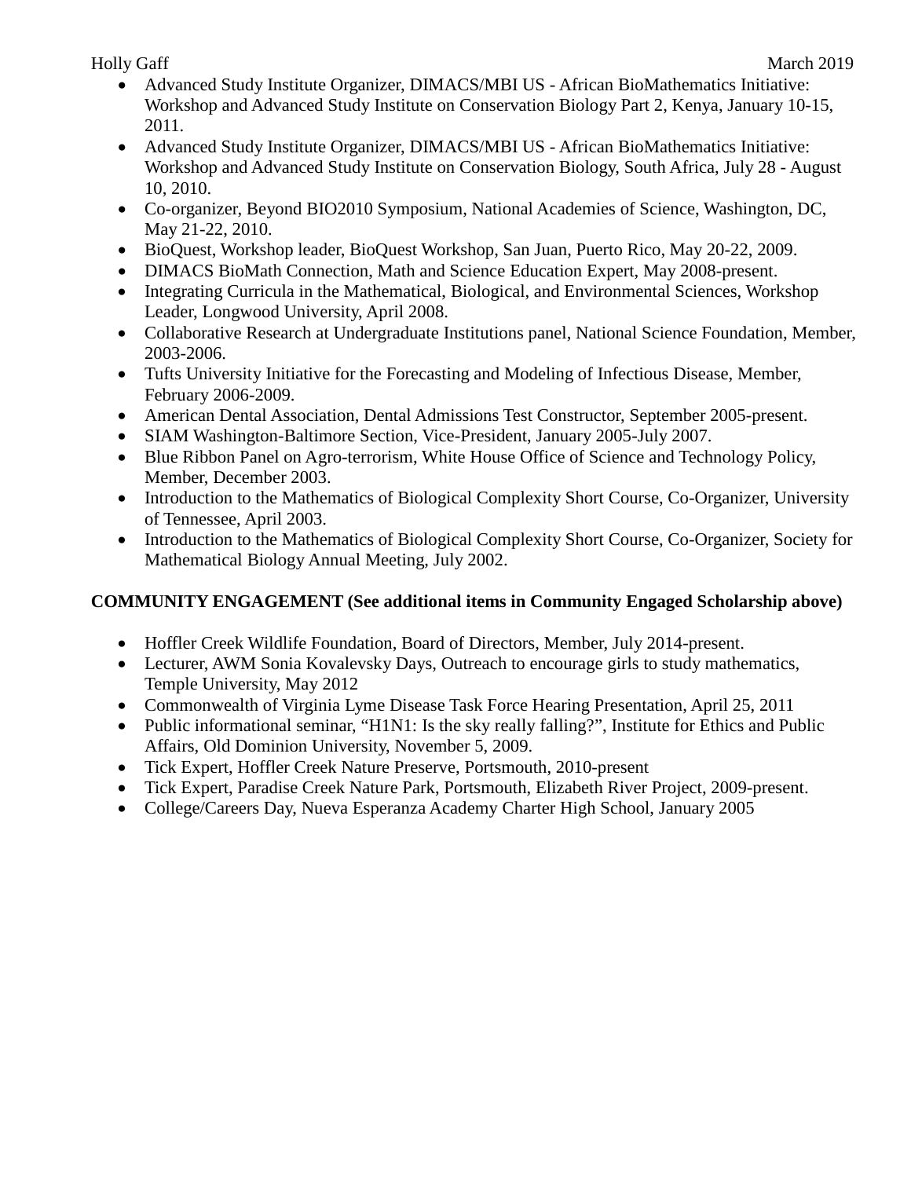- Advanced Study Institute Organizer, DIMACS/MBI US - African BioMathematics Initiative: Workshop and Advanced Study Institute on Conservation Biology Part 2, Kenya, January 10-15, 2011.
- Advanced Study Institute Organizer, DIMACS/MBI US - African BioMathematics Initiative: Workshop and Advanced Study Institute on Conservation Biology, South Africa, July 28 - August 10, 2010.
- Co-organizer, Beyond BIO2010 Symposium, National Academies of Science, Washington, DC, May 21-22, 2010.
- BioQuest, Workshop leader, BioQuest Workshop, San Juan, Puerto Rico, May 20-22, 2009.
- DIMACS BioMath Connection, Math and Science Education Expert, May 2008-present.
- Integrating Curricula in the Mathematical, Biological, and Environmental Sciences, Workshop Leader, Longwood University, April 2008.
- Collaborative Research at Undergraduate Institutions panel, National Science Foundation, Member, 2003-2006.
- Tufts University Initiative for the Forecasting and Modeling of Infectious Disease, Member, February 2006-2009.
- American Dental Association, Dental Admissions Test Constructor, September 2005-present.
- SIAM Washington-Baltimore Section, Vice-President, January 2005-July 2007.
- Blue Ribbon Panel on Agro-terrorism, White House Office of Science and Technology Policy, Member, December 2003.
- Introduction to the Mathematics of Biological Complexity Short Course, Co-Organizer, University of Tennessee, April 2003.
- Introduction to the Mathematics of Biological Complexity Short Course, Co-Organizer, Society for Mathematical Biology Annual Meeting, July 2002.

**COMMUNITY ENGAGEMENT (See additional items in Community Engaged Scholarship above)**

- Hoffler Creek Wildlife Foundation, Board of Directors, Member, July 2014-present.
- Lecturer, AWM Sonia Kovalevsky Days, Outreach to encourage girls to study mathematics, Temple University, May 2012
- Commonwealth of Virginia Lyme Disease Task Force Hearing Presentation, April 25, 2011
- Public informational seminar, "H1N1: Is the sky really falling?", Institute for Ethics and Public Affairs, Old Dominion University, November 5, 2009.
- Tick Expert, Hoffler Creek Nature Preserve, Portsmouth, 2010-present
- Tick Expert, Paradise Creek Nature Park, Portsmouth, Elizabeth River Project, 2009-present.
- College/Careers Day, Nueva Esperanza Academy Charter High School, January 2005